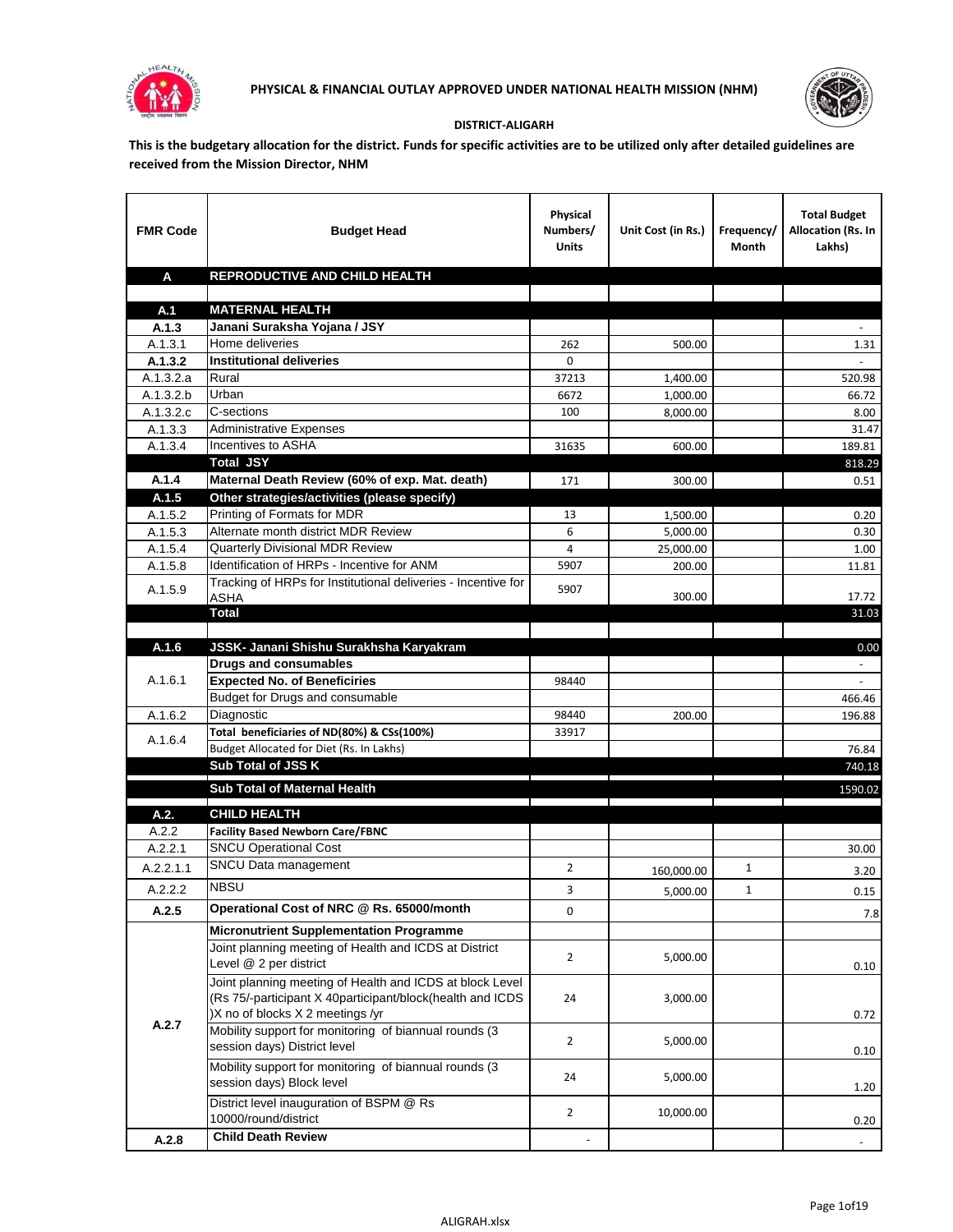**PHYSICAL & FINANCIAL OUTLAY APPROVED UNDER NATIONAL HEALTH MISSION (NHM)**

**DISTRICT-ALIGARH**

**This is the budgetary allocation for the district. Funds for specific activities are to be utilized only after detailed guidelines are received from the Mission Director, NHM**

| FMR Code | Budget Head | Physical Numbers/ Units | Unit Cost (in Rs.) | Frequency/ Month | Total Budget Allocation (Rs. In Lakhs) |
|---|---|---|---|---|---|
| **A** | **REPRODUCTIVE AND CHILD HEALTH** | | | | |
| | | | | | |
| **A.1** | **MATERNAL HEALTH** | | | | |
| **A.1.3** | **Janani Suraksha Yojana / JSY** | | | | - |
| A.1.3.1 | Home deliveries | 262 | 500.00 | | 1.31 |
| **A.1.3.2** | **Institutional deliveries** | 0 | | | - |
| A.1.3.2.a | Rural | 37213 | 1,400.00 | | 520.98 |
| A.1.3.2.b | Urban | 6672 | 1,000.00 | | 66.72 |
| A.1.3.2.c | C-sections | 100 | 8,000.00 | | 8.00 |
| A.1.3.3 | Administrative Expenses | | | | 31.47 |
| A.1.3.4 | Incentives to ASHA | 31635 | 600.00 | | 189.81 |
| | **Total JSY** | | | | 818.29 |
| **A.1.4** | **Maternal Death Review (60% of exp. Mat. death)** | 171 | 300.00 | | 0.51 |
| **A.1.5** | **Other strategies/activities (please specify)** | | | | |
| A.1.5.2 | Printing of Formats for MDR | 13 | 1,500.00 | | 0.20 |
| A.1.5.3 | Alternate month district MDR Review | 6 | 5,000.00 | | 0.30 |
| A.1.5.4 | Quarterly Divisional MDR Review | 4 | 25,000.00 | | 1.00 |
| A.1.5.8 | Identification of HRPs - Incentive for ANM | 5907 | 200.00 | | 11.81 |
| A.1.5.9 | Tracking of HRPs for Institutional deliveries - Incentive for ASHA | 5907 | 300.00 | | 17.72 |
| | **Total** | | | | 31.03 |
| | | | | | |
| **A.1.6** | **JSSK- Janani Shishu Surakhsha Karyakram** | | | | 0.00 |
| A.1.6.1 | **Drugs and consumables** | | | | - |
| | **Expected No. of Beneficiries** | 98440 | | | - |
| | Budget for Drugs and consumable | | | | 466.46 |
| A.1.6.2 | Diagnostic | 98440 | 200.00 | | 196.88 |
| A.1.6.4 | **Total beneficiaries of ND(80%) & CSs(100%)** | 33917 | | | |
| | Budget Allocated for Diet (Rs. In Lakhs) | | | | 76.84 |
| | **Sub Total of JSS K** | | | | 740.18 |
| | **Sub Total of Maternal Health** | | | | 1590.02 |
| **A.2.** | **CHILD HEALTH** | | | | |
| A.2.2 | **Facility Based Newborn Care/FBNC** | | | | |
| A.2.2.1 | SNCU Operational Cost | | | | 30.00 |
| A.2.2.1.1 | SNCU Data management | 2 | 160,000.00 | 1 | 3.20 |
| A.2.2.2 | NBSU | 3 | 5,000.00 | 1 | 0.15 |
| **A.2.5** | **Operational Cost of NRC @ Rs. 65000/month** | 0 | | | 7.8 |
| A.2.7 | **Micronutrient Supplementation Programme** | | | | |
| | Joint planning meeting of Health and ICDS at District Level @ 2 per district | 2 | 5,000.00 | | 0.10 |
| | Joint planning meeting of Health and ICDS at block Level (Rs 75/-participant X 40participant/block(health and ICDS )X no of blocks X 2 meetings /yr | 24 | 3,000.00 | | 0.72 |
| | Mobility support for monitoring of biannual rounds (3 session days) District level | 2 | 5,000.00 | | 0.10 |
| | Mobility support for monitoring of biannual rounds (3 session days) Block level | 24 | 5,000.00 | | 1.20 |
| | District level inauguration of BSPM @ Rs 10000/round/district | 2 | 10,000.00 | | 0.20 |
| **A.2.8** | **Child Death Review** | - | | | - |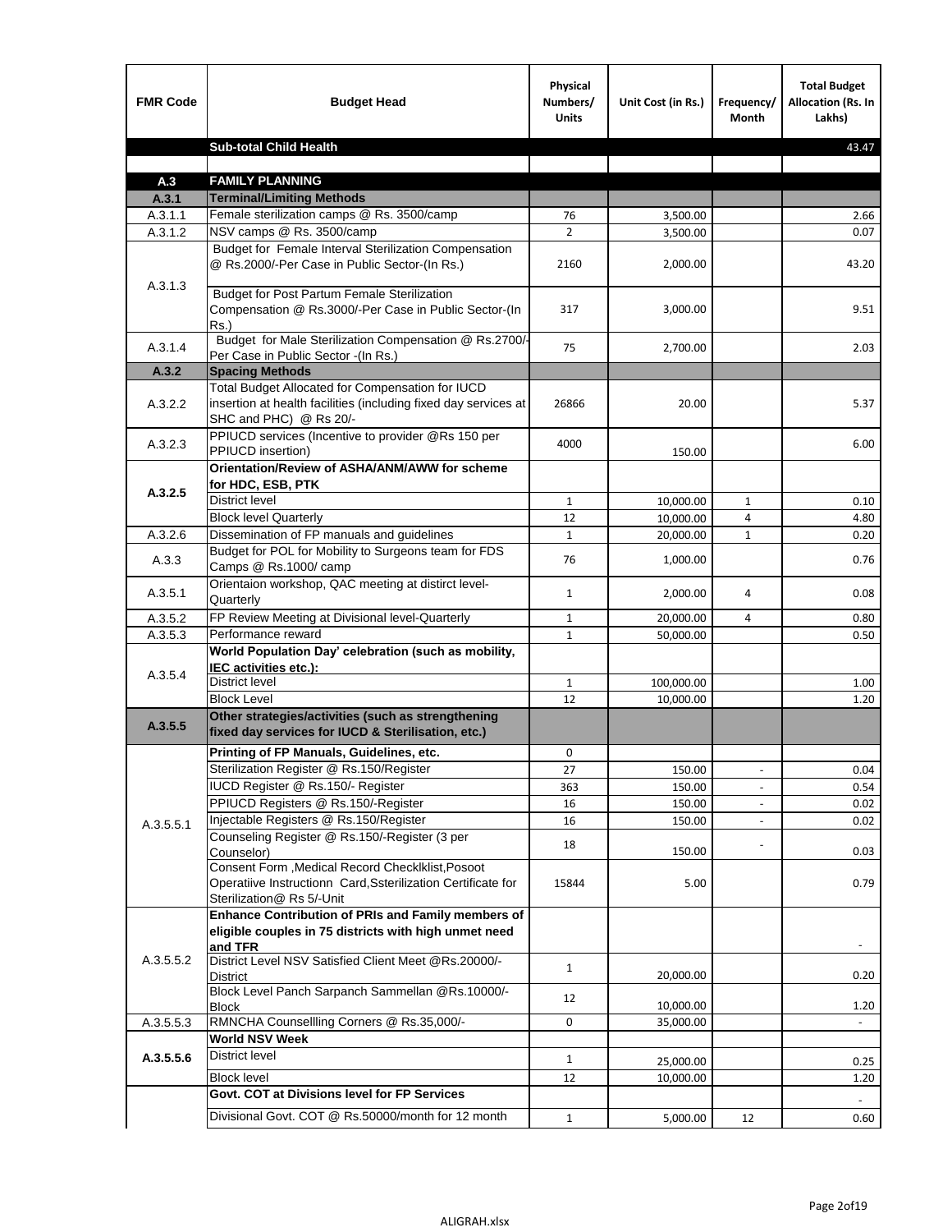| FMR Code | Budget Head | Physical Numbers/ Units | Unit Cost (in Rs.) | Frequency/ Month | Total Budget Allocation (Rs. In Lakhs) |
|---|---|---|---|---|---|
| | **Sub-total Child Health** | | | | 43.47 |
| | | | | | |
| **A.3** | **FAMILY PLANNING** | | | | |
| **A.3.1** | **Terminal/Limiting Methods** | | | | |
| A.3.1.1 | Female sterilization camps @ Rs. 3500/camp | 76 | 3,500.00 | | 2.66 |
| A.3.1.2 | NSV camps @ Rs. 3500/camp | 2 | 3,500.00 | | 0.07 |
| A.3.1.3 | Budget for Female Interval Sterilization Compensation @ Rs.2000/-Per Case in Public Sector-(In Rs.) | 2160 | 2,000.00 | | 43.20 |
| | Budget for Post Partum Female Sterilization Compensation @ Rs.3000/-Per Case in Public Sector-(In Rs.) | 317 | 3,000.00 | | 9.51 |
| A.3.1.4 | Budget for Male Sterilization Compensation @ Rs.2700/-Per Case in Public Sector -(In Rs.) | 75 | 2,700.00 | | 2.03 |
| **A.3.2** | **Spacing Methods** | | | | |
| A.3.2.2 | Total Budget Allocated for Compensation for IUCD insertion at health facilities (including fixed day services at SHC and PHC) @ Rs 20/- | 26866 | 20.00 | | 5.37 |
| A.3.2.3 | PPIUCD services (Incentive to provider @Rs 150 per PPIUCD insertion) | 4000 | 150.00 | | 6.00 |
| **A.3.2.5** | **Orientation/Review of ASHA/ANM/AWW for scheme for HDC, ESB, PTK** | | | | |
| | District level | 1 | 10,000.00 | 1 | 0.10 |
| | Block level Quarterly | 12 | 10,000.00 | 4 | 4.80 |
| A.3.2.6 | Dissemination of FP manuals and guidelines | 1 | 20,000.00 | 1 | 0.20 |
| A.3.3 | Budget for POL for Mobility to Surgeons team for FDS Camps @ Rs.1000/ camp | 76 | 1,000.00 | | 0.76 |
| A.3.5.1 | Orientaion workshop, QAC meeting at distirct level-Quarterly | 1 | 2,000.00 | 4 | 0.08 |
| A.3.5.2 | FP Review Meeting at Divisional level-Quarterly | 1 | 20,000.00 | 4 | 0.80 |
| A.3.5.3 | Performance reward | 1 | 50,000.00 | | 0.50 |
| A.3.5.4 | **World Population Day' celebration (such as mobility, IEC activities etc.):** | | | | |
| | District level | 1 | 100,000.00 | | 1.00 |
| | Block Level | 12 | 10,000.00 | | 1.20 |
| **A.3.5.5** | **Other strategies/activities (such as strengthening fixed day services for IUCD & Sterilisation, etc.)** | | | | |
| A.3.5.5.1 | **Printing of FP Manuals, Guidelines, etc.** | 0 | | | |
| | Sterilization Register @ Rs.150/Register | 27 | 150.00 | - | 0.04 |
| | IUCD Register @ Rs.150/- Register | 363 | 150.00 | - | 0.54 |
| | PPIUCD Registers @ Rs.150/-Register | 16 | 150.00 | - | 0.02 |
| | Injectable Registers @ Rs.150/Register | 16 | 150.00 | - | 0.02 |
| | Counseling Register @ Rs.150/-Register (3 per Counselor) | 18 | 150.00 | - | 0.03 |
| | Consent Form ,Medical Record Checklklist,Posoot Operatiive Instructionn Card,Ssterilization Certificate for Sterilization@ Rs 5/-Unit | 15844 | 5.00 | | 0.79 |
| A.3.5.5.2 | **Enhance Contribution of PRIs and Family members of eligible couples in 75 districts with high unmet need and TFR** | | | | - |
| | District Level NSV Satisfied Client Meet @Rs.20000/-District | 1 | 20,000.00 | | 0.20 |
| | Block Level Panch Sarpanch Sammellan @Rs.10000/-Block | 12 | 10,000.00 | | 1.20 |
| A.3.5.5.3 | RMNCHA Counsellling Corners @ Rs.35,000/- | 0 | 35,000.00 | | - |
| **A.3.5.5.6** | **World NSV Week** | | | | |
| | District level | 1 | 25,000.00 | | 0.25 |
| | Block level | 12 | 10,000.00 | | 1.20 |
| | **Govt. COT at Divisions level for FP Services** | | | | - |
| | Divisional Govt. COT @ Rs.50000/month for 12 month | 1 | 5,000.00 | 12 | 0.60 |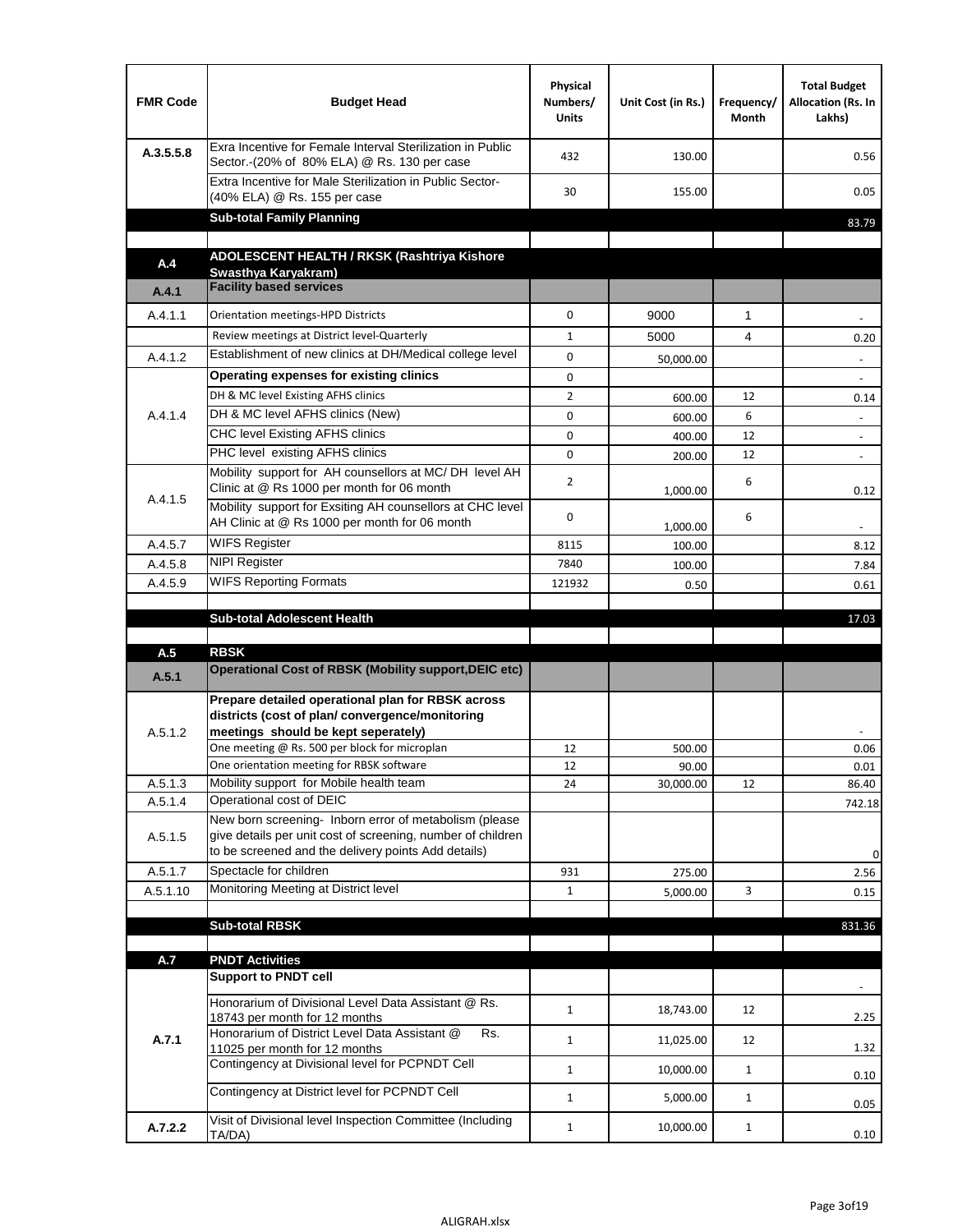| FMR Code | Budget Head | Physical Numbers/ Units | Unit Cost (in Rs.) | Frequency/ Month | Total Budget Allocation (Rs. In Lakhs) |
|---|---|---|---|---|---|
| A.3.5.5.8 | Exra Incentive for Female Interval Sterilization in Public Sector.-(20% of 80% ELA) @ Rs. 130 per case | 432 | 130.00 | | 0.56 |
| | Extra Incentive for Male Sterilization in Public Sector-(40% ELA) @ Rs. 155 per case | 30 | 155.00 | | 0.05 |
| | **Sub-total Family Planning** | | | | 83.79 |
| | | | | | |
| **A.4** | **ADOLESCENT HEALTH / RKSK (Rashtriya Kishore Swasthya Karyakram)** | | | | |
| **A.4.1** | **Facility based services** | | | | |
| A.4.1.1 | Orientation meetings-HPD Districts | 0 | 9000 | 1 | - |
| | Review meetings at District level-Quarterly | 1 | 5000 | 4 | 0.20 |
| A.4.1.2 | Establishment of new clinics at DH/Medical college level | 0 | 50,000.00 | | - |
| A.4.1.4 | **Operating expenses for existing clinics** | 0 | | | - |
| | DH & MC level Existing AFHS clinics | 2 | 600.00 | 12 | 0.14 |
| | DH & MC level AFHS clinics (New) | 0 | 600.00 | 6 | - |
| | CHC level Existing AFHS clinics | 0 | 400.00 | 12 | - |
| | PHC level existing AFHS clinics | 0 | 200.00 | 12 | - |
| A.4.1.5 | Mobility support for AH counsellors at MC/ DH level AH Clinic at @ Rs 1000 per month for 06 month | 2 | 1,000.00 | 6 | 0.12 |
| | Mobility support for Exsiting AH counsellors at CHC level AH Clinic at @ Rs 1000 per month for 06 month | 0 | 1,000.00 | 6 | - |
| A.4.5.7 | WIFS Register | 8115 | 100.00 | | 8.12 |
| A.4.5.8 | NIPI Register | 7840 | 100.00 | | 7.84 |
| A.4.5.9 | WIFS Reporting Formats | 121932 | 0.50 | | 0.61 |
| | | | | | |
| | **Sub-total Adolescent Health** | | | | 17.03 |
| | | | | | |
| **A.5** | **RBSK** | | | | |
| **A.5.1** | **Operational Cost of RBSK (Mobility support,DEIC etc)** | | | | |
| A.5.1.2 | **Prepare detailed operational plan for RBSK across districts (cost of plan/ convergence/monitoring meetings should be kept seperately)** | | | | - |
| | One meeting @ Rs. 500 per block for microplan | 12 | 500.00 | | 0.06 |
| | One orientation meeting for RBSK software | 12 | 90.00 | | 0.01 |
| A.5.1.3 | Mobility support for Mobile health team | 24 | 30,000.00 | 12 | 86.40 |
| A.5.1.4 | Operational cost of DEIC | | | | 742.18 |
| A.5.1.5 | New born screening- Inborn error of metabolism (please give details per unit cost of screening, number of children to be screened and the delivery points Add details) | | | | 0 |
| A.5.1.7 | Spectacle for children | 931 | 275.00 | | 2.56 |
| A.5.1.10 | Monitoring Meeting at District level | 1 | 5,000.00 | 3 | 0.15 |
| | | | | | |
| | **Sub-total RBSK** | | | | 831.36 |
| | | | | | |
| **A.7** | **PNDT Activities** | | | | |
| **A.7.1** | **Support to PNDT cell** | | | | - |
| | Honorarium of Divisional Level Data Assistant @ Rs. 18743 per month for 12 months | 1 | 18,743.00 | 12 | 2.25 |
| | Honorarium of District Level Data Assistant @ Rs. 11025 per month for 12 months | 1 | 11,025.00 | 12 | 1.32 |
| | Contingency at Divisional level for PCPNDT Cell | 1 | 10,000.00 | 1 | 0.10 |
| | Contingency at District level for PCPNDT Cell | 1 | 5,000.00 | 1 | 0.05 |
| **A.7.2.2** | Visit of Divisional level Inspection Committee (Including TA/DA) | 1 | 10,000.00 | 1 | 0.10 |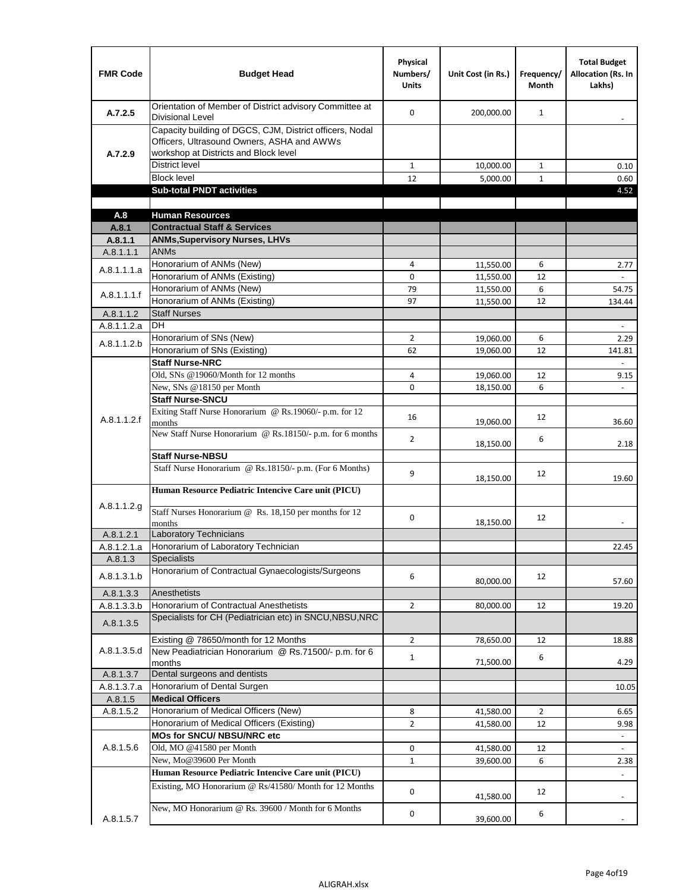| FMR Code | Budget Head | Physical Numbers/ Units | Unit Cost (in Rs.) | Frequency/ Month | Total Budget Allocation (Rs. In Lakhs) |
|---|---|---|---|---|---|
| A.7.2.5 | Orientation of Member of District advisory Committee at Divisional Level | 0 | 200,000.00 | 1 | - |
| A.7.2.9 | Capacity building of DGCS, CJM, District officers, Nodal Officers, Ultrasound Owners, ASHA and AWWs workshop at Districts and Block level | | | | |
| | District level | 1 | 10,000.00 | 1 | 0.10 |
| | Block level | 12 | 5,000.00 | 1 | 0.60 |
| | **Sub-total PNDT activities** | | | | 4.52 |
| | | | | | |
| **A.8** | **Human Resources** | | | | |
| **A.8.1** | **Contractual Staff & Services** | | | | |
| **A.8.1.1** | **ANMs,Supervisory Nurses, LHVs** | | | | |
| A.8.1.1.1 | ANMs | | | | |
| A.8.1.1.1.a | Honorarium of ANMs (New) | 4 | 11,550.00 | 6 | 2.77 |
| | Honorarium of ANMs (Existing) | 0 | 11,550.00 | 12 | - |
| A.8.1.1.1.f | Honorarium of ANMs (New) | 79 | 11,550.00 | 6 | 54.75 |
| | Honorarium of ANMs (Existing) | 97 | 11,550.00 | 12 | 134.44 |
| A.8.1.1.2 | Staff Nurses | | | | |
| A.8.1.1.2.a | DH | | | | - |
| A.8.1.1.2.b | Honorarium of SNs (New) | 2 | 19,060.00 | 6 | 2.29 |
| | Honorarium of SNs (Existing) | 62 | 19,060.00 | 12 | 141.81 |
| A.8.1.1.2.f | **Staff Nurse-NRC** | | | | - |
| | Old, SNs @19060/Month for 12 months | 4 | 19,060.00 | 12 | 9.15 |
| | New, SNs @18150 per Month | 0 | 18,150.00 | 6 | - |
| | **Staff Nurse-SNCU** | | | | |
| | Exiting Staff Nurse Honorarium @ Rs.19060/- p.m. for 12 months | 16 | 19,060.00 | 12 | 36.60 |
| | New Staff Nurse Honorarium @ Rs.18150/- p.m. for 6 months | 2 | 18,150.00 | 6 | 2.18 |
| | **Staff Nurse-NBSU** | | | | |
| | Staff Nurse Honorarium @ Rs.18150/- p.m. (For 6 Months) | 9 | 18,150.00 | 12 | 19.60 |
| A.8.1.1.2.g | **Human Resource Pediatric Intencive Care unit (PICU)** | | | | |
| | Staff Nurses Honorarium @ Rs. 18,150 per months for 12 months | 0 | 18,150.00 | 12 | - |
| A.8.1.2.1 | Laboratory Technicians | | | | |
| A.8.1.2.1.a | Honorarium of Laboratory Technician | | | | 22.45 |
| A.8.1.3 | Specialists | | | | |
| A.8.1.3.1.b | Honorarium of Contractual Gynaecologists/Surgeons | 6 | 80,000.00 | 12 | 57.60 |
| A.8.1.3.3 | Anesthetists | | | | |
| A.8.1.3.3.b | Honorarium of Contractual Anesthetists | 2 | 80,000.00 | 12 | 19.20 |
| A.8.1.3.5 | Specialists for CH (Pediatrician etc) in SNCU,NBSU,NRC | | | | |
| A.8.1.3.5.d | Existing @ 78650/month for 12 Months | 2 | 78,650.00 | 12 | 18.88 |
| | New Peadiatrician Honorarium @ Rs.71500/- p.m. for 6 months | 1 | 71,500.00 | 6 | 4.29 |
| A.8.1.3.7 | Dental surgeons and dentists | | | | |
| A.8.1.3.7.a | Honorarium of Dental Surgen | | | | 10.05 |
| A.8.1.5 | **Medical Officers** | | | | |
| A.8.1.5.2 | Honorarium of Medical Officers (New) | 8 | 41,580.00 | 2 | 6.65 |
| | Honorarium of Medical Officers (Existing) | 2 | 41,580.00 | 12 | 9.98 |
| A.8.1.5.6 | **MOs for SNCU/ NBSU/NRC etc** | | | | - |
| | Old, MO @41580 per Month | 0 | 41,580.00 | 12 | - |
| | New, Mo@39600 Per Month | 1 | 39,600.00 | 6 | 2.38 |
| A.8.1.5.7 | **Human Resource Pediatric Intencive Care unit (PICU)** | | | | - |
| | Existing, MO Honorarium @ Rs/41580/ Month for 12 Months | 0 | 41,580.00 | 12 | - |
| | New, MO Honorarium @ Rs. 39600 / Month for 6 Months | 0 | 39,600.00 | 6 | - |

ALIGRAH.xlsx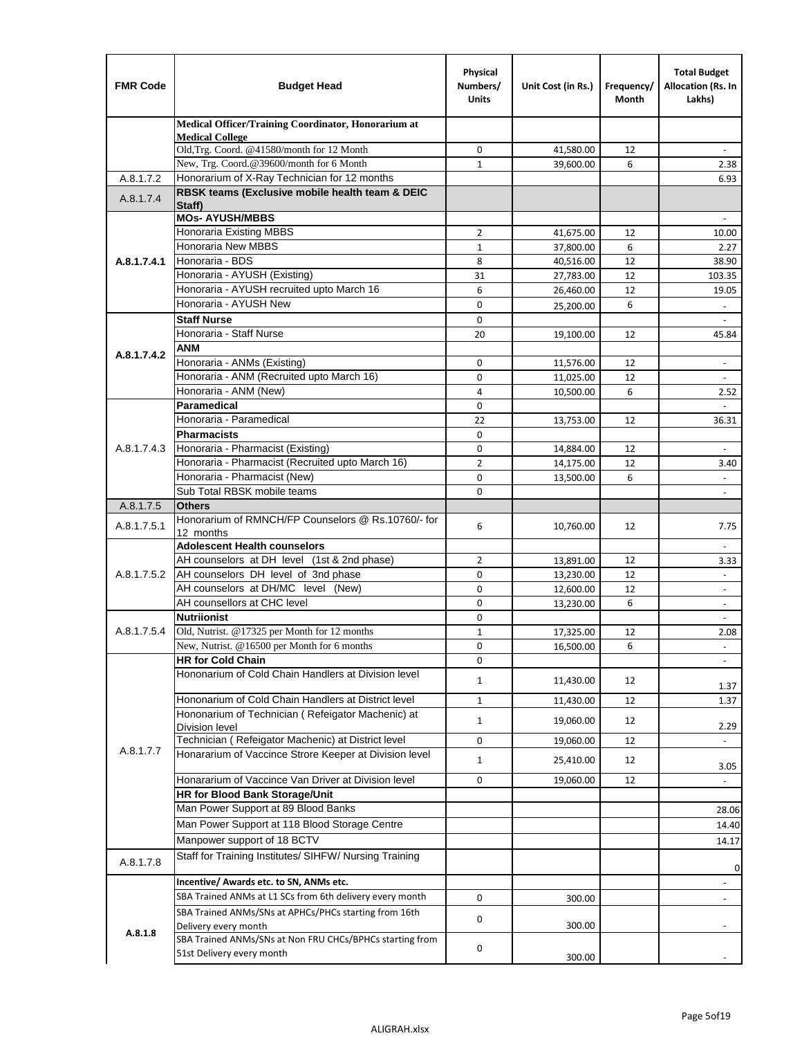| FMR Code | Budget Head | Physical Numbers/ Units | Unit Cost (in Rs.) | Frequency/ Month | Total Budget Allocation (Rs. In Lakhs) |
|---|---|---|---|---|---|
| | **Medical Officer/Training Coordinator, Honorarium at Medical College** | | | | |
| | Old,Trg. Coord. @41580/month for 12 Month | 0 | 41,580.00 | 12 | - |
| | New, Trg. Coord.@39600/month for 6 Month | 1 | 39,600.00 | 6 | 2.38 |
| A.8.1.7.2 | Honorarium of X-Ray Technician for 12 months | | | | 6.93 |
| A.8.1.7.4 | **RBSK teams (Exclusive mobile health team & DEIC Staff)** | | | | |
| A.8.1.7.4.1 | **MOs- AYUSH/MBBS** | | | | - |
| | Honoraria Existing MBBS | 2 | 41,675.00 | 12 | 10.00 |
| | Honoraria New MBBS | 1 | 37,800.00 | 6 | 2.27 |
| | Honoraria - BDS | 8 | 40,516.00 | 12 | 38.90 |
| | Honoraria - AYUSH (Existing) | 31 | 27,783.00 | 12 | 103.35 |
| | Honoraria - AYUSH recruited upto March 16 | 6 | 26,460.00 | 12 | 19.05 |
| | Honoraria - AYUSH New | 0 | 25,200.00 | 6 | - |
| A.8.1.7.4.2 | **Staff Nurse** | 0 | | | - |
| | Honoraria - Staff Nurse | 20 | 19,100.00 | 12 | 45.84 |
| | **ANM** | | | | |
| | Honoraria - ANMs (Existing) | 0 | 11,576.00 | 12 | - |
| | Honoraria - ANM (Recruited upto March 16) | 0 | 11,025.00 | 12 | - |
| | Honoraria - ANM (New) | 4 | 10,500.00 | 6 | 2.52 |
| A.8.1.7.4.3 | **Paramedical** | 0 | | | - |
| | Honoraria - Paramedical | 22 | 13,753.00 | 12 | 36.31 |
| | **Pharmacists** | 0 | | | |
| | Honoraria - Pharmacist (Existing) | 0 | 14,884.00 | 12 | - |
| | Honoraria - Pharmacist (Recruited upto March 16) | 2 | 14,175.00 | 12 | 3.40 |
| | Honoraria - Pharmacist (New) | 0 | 13,500.00 | 6 | - |
| | Sub Total RBSK mobile teams | 0 | | | - |
| A.8.1.7.5 | **Others** | | | | |
| A.8.1.7.5.1 | Honorarium of RMNCH/FP Counselors @ Rs.10760/- for 12 months | 6 | 10,760.00 | 12 | 7.75 |
| A.8.1.7.5.2 | **Adolescent Health counselors** | | | | - |
| | AH counselors at DH level (1st & 2nd phase) | 2 | 13,891.00 | 12 | 3.33 |
| | AH counselors DH level of 3nd phase | 0 | 13,230.00 | 12 | - |
| | AH counselors at DH/MC level (New) | 0 | 12,600.00 | 12 | - |
| | AH counsellors at CHC level | 0 | 13,230.00 | 6 | - |
| A.8.1.7.5.4 | **Nutriionist** | 0 | | | - |
| | Old, Nutrist. @17325 per Month for 12 months | 1 | 17,325.00 | 12 | 2.08 |
| | New, Nutrist. @16500 per Month for 6 months | 0 | 16,500.00 | 6 | - |
| A.8.1.7.7 | **HR for Cold Chain** | 0 | | | - |
| | Hononarium of Cold Chain Handlers at Division level | 1 | 11,430.00 | 12 | 1.37 |
| | Hononarium of Cold Chain Handlers at District level | 1 | 11,430.00 | 12 | 1.37 |
| | Hononarium of Technician ( Refeigator Machenic) at Division level | 1 | 19,060.00 | 12 | 2.29 |
| | Technician ( Refeigator Machenic) at District level | 0 | 19,060.00 | 12 | - |
| | Honararium of Vaccince Strore Keeper at Division level | 1 | 25,410.00 | 12 | 3.05 |
| | Honararium of Vaccince Van Driver at Division level | 0 | 19,060.00 | 12 | - |
| | **HR for Blood Bank Storage/Unit** | | | | |
| | Man Power Support at 89 Blood Banks | | | | 28.06 |
| | Man Power Support at 118 Blood Storage Centre | | | | 14.40 |
| | Manpower support of 18 BCTV | | | | 14.17 |
| A.8.1.7.8 | Staff for Training Institutes/ SIHFW/ Nursing Training | | | | 0 |
| A.8.1.8 | **Incentive/ Awards etc. to SN, ANMs etc.** | | | | - |
| | SBA Trained ANMs at L1 SCs from 6th delivery every month | 0 | 300.00 | | - |
| | SBA Trained ANMs/SNs at APHCs/PHCs starting from 16th Delivery every month | 0 | 300.00 | | - |
| | SBA Trained ANMs/SNs at Non FRU CHCs/BPHCs starting from 51st Delivery every month | 0 | 300.00 | | - |

ALIGRAH.xlsx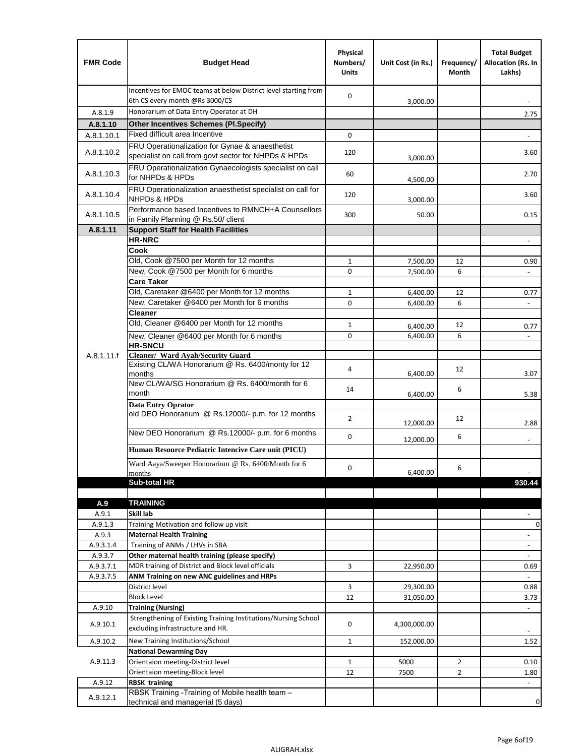| FMR Code | Budget Head | Physical Numbers/ Units | Unit Cost (in Rs.) | Frequency/ Month | Total Budget Allocation (Rs. In Lakhs) |
|---|---|---|---|---|---|
| | Incentives for EMOC teams at below District level starting from 6th CS every month @Rs 3000/CS | 0 | 3,000.00 | | - |
| A.8.1.9 | Honorarium of Data Entry Operator at DH | | | | 2.75 |
| **A.8.1.10** | **Other Incentives Schemes (Pl.Specify)** | | | | |
| A.8.1.10.1 | Fixed difficult area Incentive | 0 | | | - |
| A.8.1.10.2 | FRU Operationalization for Gynae & anaesthetist specialist on call from govt sector for NHPDs & HPDs | 120 | 3,000.00 | | 3.60 |
| A.8.1.10.3 | FRU Operationalization Gynaecologists specialist on call for NHPDs & HPDs | 60 | 4,500.00 | | 2.70 |
| A.8.1.10.4 | FRU Operationalization anaesthetist specialist on call for NHPDs & HPDs | 120 | 3,000.00 | | 3.60 |
| A.8.1.10.5 | Performance based Incentives to RMNCH+A Counsellors in Family Planning @ Rs.50/ client | 300 | 50.00 | | 0.15 |
| **A.8.1.11** | **Support Staff for Health Facilities** | | | | |
| A.8.1.11.f | **HR-NRC** | | | | - |
| | **Cook** | | | | |
| | Old, Cook @7500 per Month for 12 months | 1 | 7,500.00 | 12 | 0.90 |
| | New, Cook @7500 per Month for 6 months | 0 | 7,500.00 | 6 | - |
| | **Care Taker** | | | | |
| | Old, Caretaker @6400 per Month for 12 months | 1 | 6,400.00 | 12 | 0.77 |
| | New, Caretaker @6400 per Month for 6 months | 0 | 6,400.00 | 6 | - |
| | **Cleaner** | | | | |
| | Old, Cleaner @6400 per Month for 12 months | 1 | 6,400.00 | 12 | 0.77 |
| | New, Cleaner @6400 per Month for 6 months | 0 | 6,400.00 | 6 | - |
| | **HR-SNCU** | | | | |
| | **Cleaner/ Ward Ayah/Security Guard** | | | | |
| | Existing CL/WA Honorarium @ Rs. 6400/monty for 12 months | 4 | 6,400.00 | 12 | 3.07 |
| | New CL/WA/SG Honorarium @ Rs. 6400/month for 6 month | 14 | 6,400.00 | 6 | 5.38 |
| | **Data Entry Oprator** | | | | |
| | old DEO Honorarium @ Rs.12000/- p.m. for 12 months | 2 | 12,000.00 | 12 | 2.88 |
| | New DEO Honorarium @ Rs.12000/- p.m. for 6 months | 0 | 12,000.00 | 6 | - |
| | **Human Resource Pediatric Intencive Care unit (PICU)** | | | | |
| | Ward Aaya/Sweeper Honorarium @ Rs. 6400/Month for 6 months | 0 | 6,400.00 | 6 | - |
| | **Sub-total HR** | | | | **930.44** |
| | | | | | |
| **A.9** | **TRAINING** | | | | |
| A.9.1 | **Skill lab** | | | | - |
| A.9.1.3 | Training Motivation and follow up visit | | | | 0 |
| A.9.3 | **Maternal Health Training** | | | | - |
| A.9.3.1.4 | Training of ANMs / LHVs in SBA | | | | - |
| A.9.3.7 | **Other maternal health training (please specify)** | | | | - |
| A.9.3.7.1 | MDR training of District and Block level officials | 3 | 22,950.00 | | 0.69 |
| A.9.3.7.5 | **ANM Training on new ANC guidelines and HRPs** | | | | - |
| | District level | 3 | 29,300.00 | | 0.88 |
| | Block Level | 12 | 31,050.00 | | 3.73 |
| A.9.10 | **Training (Nursing)** | | | | - |
| A.9.10.1 | Strengthening of Existing Training Institutions/Nursing School excluding infrastructure and HR. | 0 | 4,300,000.00 | | - |
| A.9.10.2 | New Training Institutions/School | 1 | 152,000.00 | | 1.52 |
| A.9.11.3 | **National Dewarming Day** | | | | |
| | Orientaion meeting-District level | 1 | 5000 | 2 | 0.10 |
| | Orientaion meeting-Block level | 12 | 7500 | 2 | 1.80 |
| A.9.12 | **RBSK training** | | | | - |
| A.9.12.1 | RBSK Training -Training of Mobile health team – technical and managerial (5 days) | | | | 0 |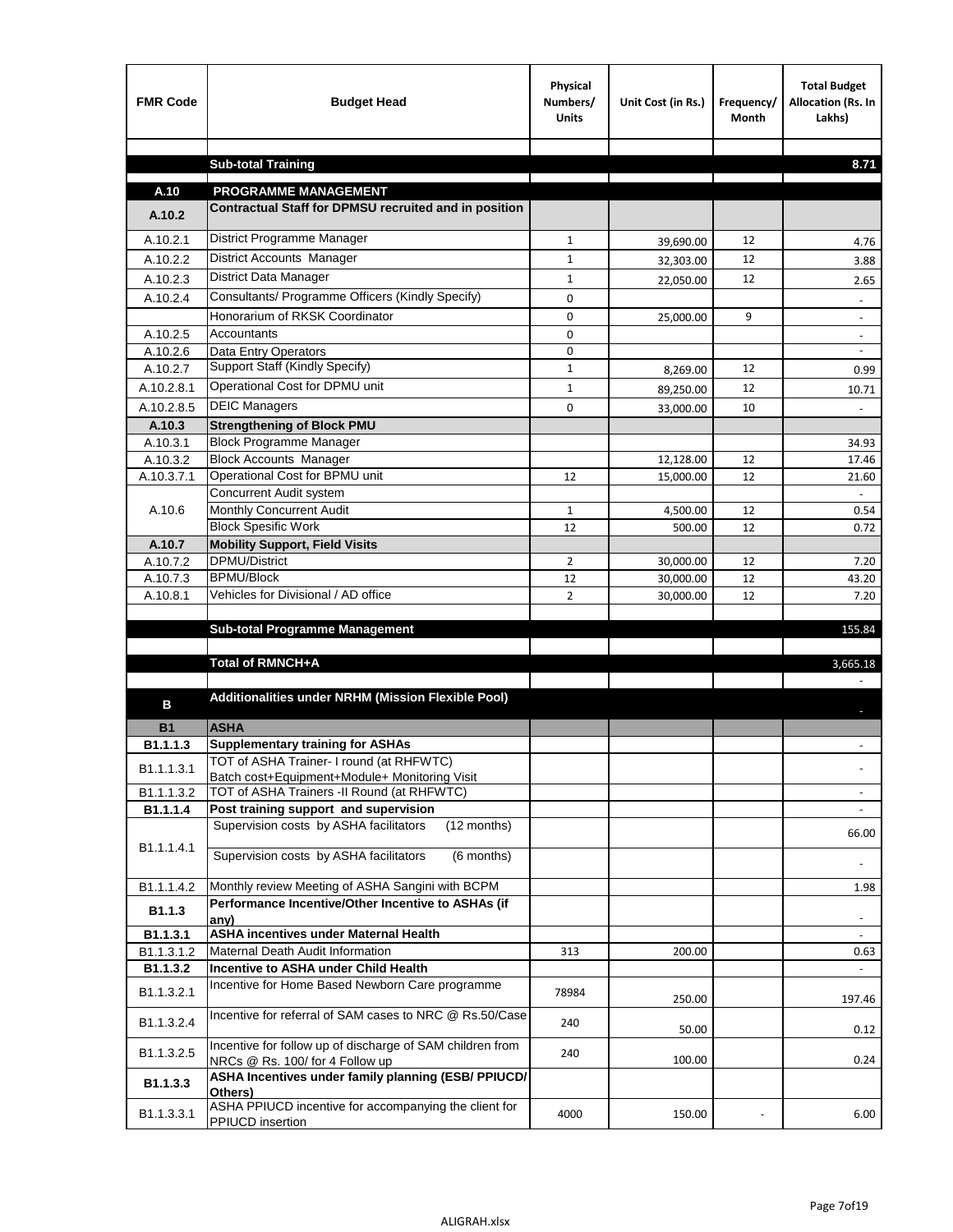| FMR Code | Budget Head | Physical Numbers/ Units | Unit Cost (in Rs.) | Frequency/ Month | Total Budget Allocation (Rs. In Lakhs) |
|---|---|---|---|---|---|
| | | | | | |
| | **Sub-total Training** | | | | **8.71** |
| | | | | | |
| **A.10** | **PROGRAMME MANAGEMENT** | | | | |
| **A.10.2** | **Contractual Staff for DPMSU recruited and in position** | | | | |
| A.10.2.1 | District Programme Manager | 1 | 39,690.00 | 12 | 4.76 |
| A.10.2.2 | District Accounts Manager | 1 | 32,303.00 | 12 | 3.88 |
| A.10.2.3 | District Data Manager | 1 | 22,050.00 | 12 | 2.65 |
| A.10.2.4 | Consultants/ Programme Officers (Kindly Specify) | 0 | | | - |
| | Honorarium of RKSK Coordinator | 0 | 25,000.00 | 9 | - |
| A.10.2.5 | Accountants | 0 | | | - |
| A.10.2.6 | Data Entry Operators | 0 | | | - |
| A.10.2.7 | Support Staff (Kindly Specify) | 1 | 8,269.00 | 12 | 0.99 |
| A.10.2.8.1 | Operational Cost for DPMU unit | 1 | 89,250.00 | 12 | 10.71 |
| A.10.2.8.5 | DEIC Managers | 0 | 33,000.00 | 10 | - |
| **A.10.3** | **Strengthening of Block PMU** | | | | |
| A.10.3.1 | Block Programme Manager | | | | 34.93 |
| A.10.3.2 | Block Accounts Manager | | 12,128.00 | 12 | 17.46 |
| A.10.3.7.1 | Operational Cost for BPMU unit | 12 | 15,000.00 | 12 | 21.60 |
| A.10.6 | Concurrent Audit system | | | | - |
| | Monthly Concurrent Audit | 1 | 4,500.00 | 12 | 0.54 |
| | Block Spesific Work | 12 | 500.00 | 12 | 0.72 |
| **A.10.7** | **Mobility Support, Field Visits** | | | | |
| A.10.7.2 | DPMU/District | 2 | 30,000.00 | 12 | 7.20 |
| A.10.7.3 | BPMU/Block | 12 | 30,000.00 | 12 | 43.20 |
| A.10.8.1 | Vehicles for Divisional / AD office | 2 | 30,000.00 | 12 | 7.20 |
| | | | | | |
| | **Sub-total Programme Management** | | | | 155.84 |
| | | | | | |
| | **Total of RMNCH+A** | | | | 3,665.18 |
| | | | | | - |
| **B** | **Additionalities under NRHM (Mission Flexible Pool)** | | | | - |
| **B1** | **ASHA** | | | | |
| **B1.1.1.3** | **Supplementary training for ASHAs** | | | | - |
| B1.1.1.3.1 | TOT of ASHA Trainer- I round (at RHFWTC) Batch cost+Equipment+Module+ Monitoring Visit | | | | - |
| B1.1.1.3.2 | TOT of ASHA Trainers -II Round (at RHFWTC) | | | | - |
| **B1.1.1.4** | **Post training support and supervision** | | | | - |
| B1.1.1.4.1 | Supervision costs by ASHA facilitators (12 months) | | | | 66.00 |
| | Supervision costs by ASHA facilitators (6 months) | | | | - |
| B1.1.1.4.2 | Monthly review Meeting of ASHA Sangini with BCPM | | | | 1.98 |
| **B1.1.3** | **Performance Incentive/Other Incentive to ASHAs (if any)** | | | | - |
| **B1.1.3.1** | **ASHA incentives under Maternal Health** | | | | - |
| B1.1.3.1.2 | Maternal Death Audit Information | 313 | 200.00 | | 0.63 |
| **B1.1.3.2** | **Incentive to ASHA under Child Health** | | | | - |
| B1.1.3.2.1 | Incentive for Home Based Newborn Care programme | 78984 | 250.00 | | 197.46 |
| B1.1.3.2.4 | Incentive for referral of SAM cases to NRC @ Rs.50/Case | 240 | 50.00 | | 0.12 |
| B1.1.3.2.5 | Incentive for follow up of discharge of SAM children from NRCs @ Rs. 100/ for 4 Follow up | 240 | 100.00 | | 0.24 |
| **B1.1.3.3** | **ASHA Incentives under family planning (ESB/ PPIUCD/ Others)** | | | | |
| B1.1.3.3.1 | ASHA PPIUCD incentive for accompanying the client for PPIUCD insertion | 4000 | 150.00 | - | 6.00 |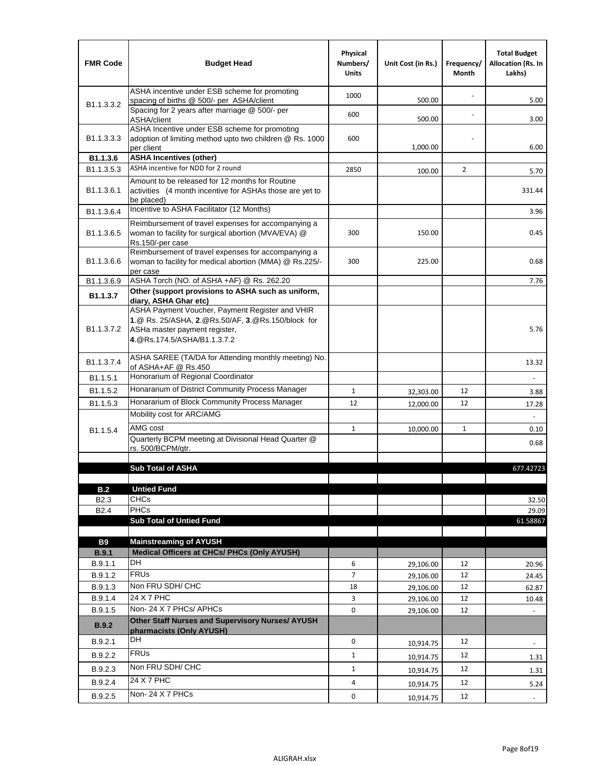| FMR Code | Budget Head | Physical Numbers/ Units | Unit Cost (in Rs.) | Frequency/ Month | Total Budget Allocation (Rs. In Lakhs) |
|---|---|---|---|---|---|
| B1.1.3.3.2 | ASHA incentive under ESB scheme for promoting spacing of births @ 500/- per ASHA/client | 1000 | 500.00 | - | 5.00 |
| | Spacing for 2 years after marriage @ 500/- per ASHA/client | 600 | 500.00 | - | 3.00 |
| B1.1.3.3.3 | ASHA Incentive under ESB scheme for promoting adoption of limiting method upto two children @ Rs. 1000 per client | 600 | 1,000.00 | - | 6.00 |
| **B1.1.3.6** | **ASHA Incentives (other)** | | | | |
| B1.1.3.5.3 | ASHA incentive for NDD for 2 round | 2850 | 100.00 | 2 | 5.70 |
| B1.1.3.6.1 | Amount to be released for 12 months for Routine activities (4 month incentive for ASHAs those are yet to be placed) | | | | 331.44 |
| B1.1.3.6.4 | Incentive to ASHA Facilitator (12 Months) | | | | 3.96 |
| B1.1.3.6.5 | Reimbursement of travel expenses for accompanying a woman to facility for surgical abortion (MVA/EVA) @ Rs.150/-per case | 300 | 150.00 | | 0.45 |
| B1.1.3.6.6 | Reimbursement of travel expenses for accompanying a woman to facility for medical abortion (MMA) @ Rs.225/-per case | 300 | 225.00 | | 0.68 |
| B1.1.3.6.9 | ASHA Torch (NO. of ASHA +AF) @ Rs. 262.20 | | | | 7.76 |
| **B1.1.3.7** | **Other (support provisions to ASHA such as uniform, diary, ASHA Ghar etc)** | | | | |
| B1.1.3.7.2 | ASHA Payment Voucher, Payment Register and VHIR **1**.@ Rs. 25/ASHA, **2**.@Rs.50/AF, **3**.@Rs.150/block for ASHa master payment register, **4**.@Rs.174.5/ASHA/B1.1.3.7.2 | | | | 5.76 |
| B1.1.3.7.4 | ASHA SAREE (TA/DA for Attending monthly meeting) No. of ASHA+AF @ Rs.450 | | | | 13.32 |
| B1.1.5.1 | Honorarium of Regional Coordinator | | | | - |
| B1.1.5.2 | Honararium of District Community Process Manager | 1 | 32,303.00 | 12 | 3.88 |
| B1.1.5.3 | Honararium of Block Community Process Manager | 12 | 12,000.00 | 12 | 17.28 |
| B1.1.5.4 | Mobility cost for ARC/AMG | | | | - |
| | AMG cost | 1 | 10,000.00 | 1 | 0.10 |
| | Quarterly BCPM meeting at Divisional Head Quarter @ rs. 500/BCPM/qtr. | | | | 0.68 |
| | | | | | |
| | **Sub Total of ASHA** | | | | 677.42723 |
| | | | | | |
| **B.2** | **Untied Fund** | | | | |
| B2.3 | CHCs | | | | 32.50 |
| B2.4 | PHCs | | | | 29.09 |
| | **Sub Total of Untied Fund** | | | | 61.58867 |
| | | | | | |
| **B9** | **Mainstreaming of AYUSH** | | | | |
| **B.9.1** | **Medical Officers at CHCs/ PHCs (Only AYUSH)** | | | | |
| B.9.1.1 | DH | 6 | 29,106.00 | 12 | 20.96 |
| B.9.1.2 | FRUs | 7 | 29,106.00 | 12 | 24.45 |
| B.9.1.3 | Non FRU SDH/ CHC | 18 | 29,106.00 | 12 | 62.87 |
| B.9.1.4 | 24 X 7 PHC | 3 | 29,106.00 | 12 | 10.48 |
| B.9.1.5 | Non- 24 X 7 PHCs/ APHCs | 0 | 29,106.00 | 12 | - |
| **B.9.2** | **Other Staff Nurses and Supervisory Nurses/ AYUSH pharmacists (Only AYUSH)** | | | | |
| B.9.2.1 | DH | 0 | 10,914.75 | 12 | - |
| B.9.2.2 | FRUs | 1 | 10,914.75 | 12 | 1.31 |
| B.9.2.3 | Non FRU SDH/ CHC | 1 | 10,914.75 | 12 | 1.31 |
| B.9.2.4 | 24 X 7 PHC | 4 | 10,914.75 | 12 | 5.24 |
| B.9.2.5 | Non- 24 X 7 PHCs | 0 | 10,914.75 | 12 | - |

ALIGRAH.xlsx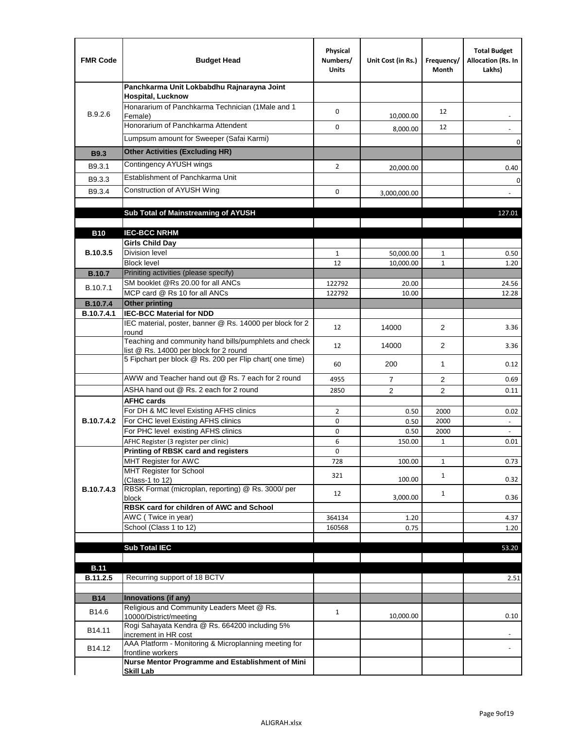| FMR Code | Budget Head | Physical Numbers/ Units | Unit Cost (in Rs.) | Frequency/ Month | Total Budget Allocation (Rs. In Lakhs) |
|---|---|---|---|---|---|
| B.9.2.6 | **Panchkarma Unit Lokbabdhu Rajnarayna Joint Hospital, Lucknow** | | | | |
| | Honararium of Panchkarma Technician (1Male and 1 Female) | 0 | 10,000.00 | 12 | - |
| | Honorarium of Panchkarma Attendent | 0 | 8,000.00 | 12 | - |
| | Lumpsum amount for Sweeper (Safai Karmi) | | | | 0 |
| **B9.3** | **Other Activities (Excluding HR)** | | | | |
| B9.3.1 | Contingency AYUSH wings | 2 | 20,000.00 | | 0.40 |
| B9.3.3 | Establishment of Panchkarma Unit | | | | 0 |
| B9.3.4 | Construction of AYUSH Wing | 0 | 3,000,000.00 | | - |
| | | | | | |
| | **Sub Total of Mainstreaming of AYUSH** | | | | 127.01 |
| | | | | | |
| **B10** | **IEC-BCC NRHM** | | | | |
| **B.10.3.5** | **Girls Child Day** | | | | |
| | Division level | 1 | 50,000.00 | 1 | 0.50 |
| | Block level | 12 | 10,000.00 | 1 | 1.20 |
| **B.10.7** | Priniting activities (please specify) | | | | |
| B.10.7.1 | SM booklet @Rs 20.00 for all ANCs | 122792 | 20.00 | | 24.56 |
| | MCP card @ Rs 10 for all ANCs | 122792 | 10.00 | | 12.28 |
| **B.10.7.4** | **Other printing** | | | | |
| **B.10.7.4.1** | **IEC-BCC Material for NDD** | | | | |
| | IEC material, poster, banner @ Rs. 14000 per block for 2 round | 12 | 14000 | 2 | 3.36 |
| | Teaching and community hand bills/pumphlets and check list @ Rs. 14000 per block for 2 round | 12 | 14000 | 2 | 3.36 |
| | 5 Fipchart per block @ Rs. 200 per Flip chart( one time) | 60 | 200 | 1 | 0.12 |
| | AWW and Teacher hand out @ Rs. 7 each for 2 round | 4955 | 7 | 2 | 0.69 |
| | ASHA hand out @ Rs. 2 each for 2 round | 2850 | 2 | 2 | 0.11 |
| **B.10.7.4.2** | **AFHC cards** | | | | |
| | For DH & MC level Existing AFHS clinics | 2 | 0.50 | 2000 | 0.02 |
| | For CHC level Existing AFHS clinics | 0 | 0.50 | 2000 | - |
| | For PHC level existing AFHS clinics | 0 | 0.50 | 2000 | - |
| | AFHC Register (3 register per clinic) | 6 | 150.00 | 1 | 0.01 |
| **B.10.7.4.3** | **Printing of RBSK card and registers** | 0 | | | |
| | MHT Register for AWC | 728 | 100.00 | 1 | 0.73 |
| | MHT Register for School (Class-1 to 12) | 321 | 100.00 | 1 | 0.32 |
| | RBSK Format (microplan, reporting) @ Rs. 3000/ per block | 12 | 3,000.00 | 1 | 0.36 |
| | **RBSK card for children of AWC and School** | | | | |
| | AWC ( Twice in year) | 364134 | 1.20 | | 4.37 |
| | School (Class 1 to 12) | 160568 | 0.75 | | 1.20 |
| | | | | | |
| | **Sub Total IEC** | | | | 53.20 |
| | | | | | |
| **B.11** | | | | | |
| **B.11.2.5** | Recurring support of 18 BCTV | | | | 2.51 |
| | | | | | |
| **B14** | **Innovations (if any)** | | | | |
| B14.6 | Religious and Community Leaders Meet @ Rs. 10000/District/meeting | 1 | 10,000.00 | | 0.10 |
| B14.11 | Rogi Sahayata Kendra @ Rs. 664200 including 5% increment in HR cost | | | | - |
| B14.12 | AAA Platform - Monitoring & Microplanning meeting for frontline workers | | | | - |
| | **Nurse Mentor Programme and Establishment of Mini Skill Lab** | | | | |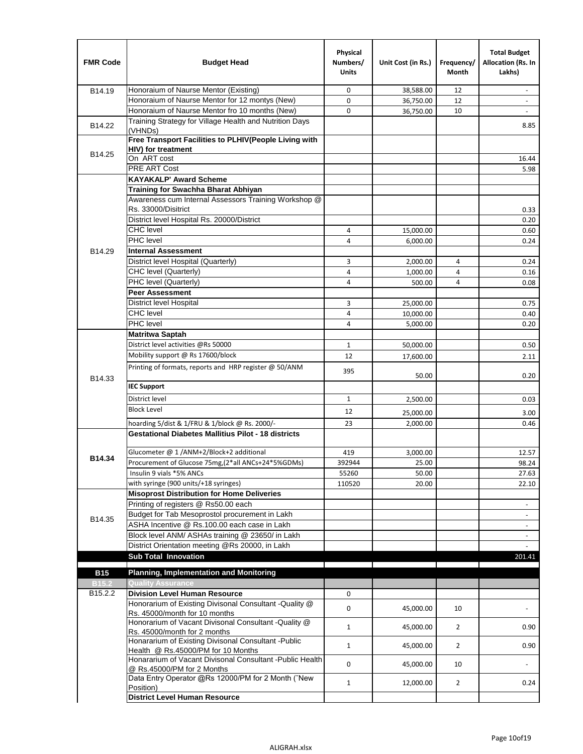| FMR Code | Budget Head | Physical Numbers/ Units | Unit Cost (in Rs.) | Frequency/ Month | Total Budget Allocation (Rs. In Lakhs) |
|---|---|---|---|---|---|
| B14.19 | Honoraium of Naurse Mentor (Existing) | 0 | 38,588.00 | 12 | - |
| | Honoraium of Naurse Mentor for 12 montys (New) | 0 | 36,750.00 | 12 | - |
| | Honoraium of Naurse Mentor fro 10 months (New) | 0 | 36,750.00 | 10 | - |
| B14.22 | Training Strategy for Village Health and Nutrition Days (VHNDs) | | | | 8.85 |
| B14.25 | **Free Transport Facilities to PLHIV(People Living with HIV) for treatment** | | | | |
| | On ART cost | | | | 16.44 |
| | PRE ART Cost | | | | 5.98 |
| B14.29 | **KAYAKALP' Award Scheme** | | | | |
| | **Training for Swachha Bharat Abhiyan** | | | | |
| | Awareness cum Internal Assessors Training Workshop @ Rs. 33000/Disitrict | | | | 0.33 |
| | District level Hospital Rs. 20000/District | | | | 0.20 |
| | CHC level | 4 | 15,000.00 | | 0.60 |
| | PHC level | 4 | 6,000.00 | | 0.24 |
| | **Internal Assessment** | | | | |
| | District level Hospital (Quarterly) | 3 | 2,000.00 | 4 | 0.24 |
| | CHC level (Quarterly) | 4 | 1,000.00 | 4 | 0.16 |
| | PHC level (Quarterly) | 4 | 500.00 | 4 | 0.08 |
| | **Peer Assessment** | | | | |
| | District level Hospital | 3 | 25,000.00 | | 0.75 |
| | CHC level | 4 | 10,000.00 | | 0.40 |
| | PHC level | 4 | 5,000.00 | | 0.20 |
| B14.33 | **Matritwa Saptah** | | | | |
| | District level activities @Rs 50000 | 1 | 50,000.00 | | 0.50 |
| | Mobility support @ Rs 17600/block | 12 | 17,600.00 | | 2.11 |
| | Printing of formats, reports and HRP register @ 50/ANM | 395 | 50.00 | | 0.20 |
| | **IEC Support** | | | | |
| | District level | 1 | 2,500.00 | | 0.03 |
| | Block Level | 12 | 25,000.00 | | 3.00 |
| | hoarding 5/dist & 1/FRU & 1/block @ Rs. 2000/- | 23 | 2,000.00 | | 0.46 |
| **B14.34** | **Gestational Diabetes Mallitius Pilot - 18 districts** | | | | |
| | Glucometer @ 1 /ANM+2/Block+2 additional | 419 | 3,000.00 | | 12.57 |
| | Procurement of Glucose 75mg,(2*all ANCs+24*5%GDMs) | 392944 | 25.00 | | 98.24 |
| | Insulin 9 vials *5% ANCs | 55260 | 50.00 | | 27.63 |
| | with syringe (900 units/+18 syringes) | 110520 | 20.00 | | 22.10 |
| B14.35 | **Misoprost Distribution for Home Deliveries** | | | | |
| | Printing of registers @ Rs50.00 each | | | | - |
| | Budget for Tab Mesoprostol procurement in Lakh | | | | - |
| | ASHA Incentive @ Rs.100.00 each case in Lakh | | | | - |
| | Block level ANM/ ASHAs training @ 23650/ in Lakh | | | | - |
| | District Orientation meeting @Rs 20000, in Lakh | | | | - |
| | **Sub Total Innovation** | | | | 201.41 |
| **B15** | **Planning, Implementation and Monitoring** | | | | |
| **B15.2** | **Quality Assurance** | | | | |
| B15.2.2 | **Division Level Human Resource** | 0 | | | |
| | Honorarium of Existing Divisonal Consultant -Quality @ Rs. 45000/month for 10 months | 0 | 45,000.00 | 10 | - |
| | Honorarium of Vacant Divisonal Consultant -Quality @ Rs. 45000/month for 2 months | 1 | 45,000.00 | 2 | 0.90 |
| | Honararium of Existing Divisonal Consultant -Public Health @ Rs.45000/PM for 10 Months | 1 | 45,000.00 | 2 | 0.90 |
| | Honararium of Vacant Divisonal Consultant -Public Health @ Rs.45000/PM for 2 Months | 0 | 45,000.00 | 10 | - |
| | Data Entry Operator @Rs 12000/PM for 2 Month ("New Position) | 1 | 12,000.00 | 2 | 0.24 |
| | **District Level Human Resource** | | | | |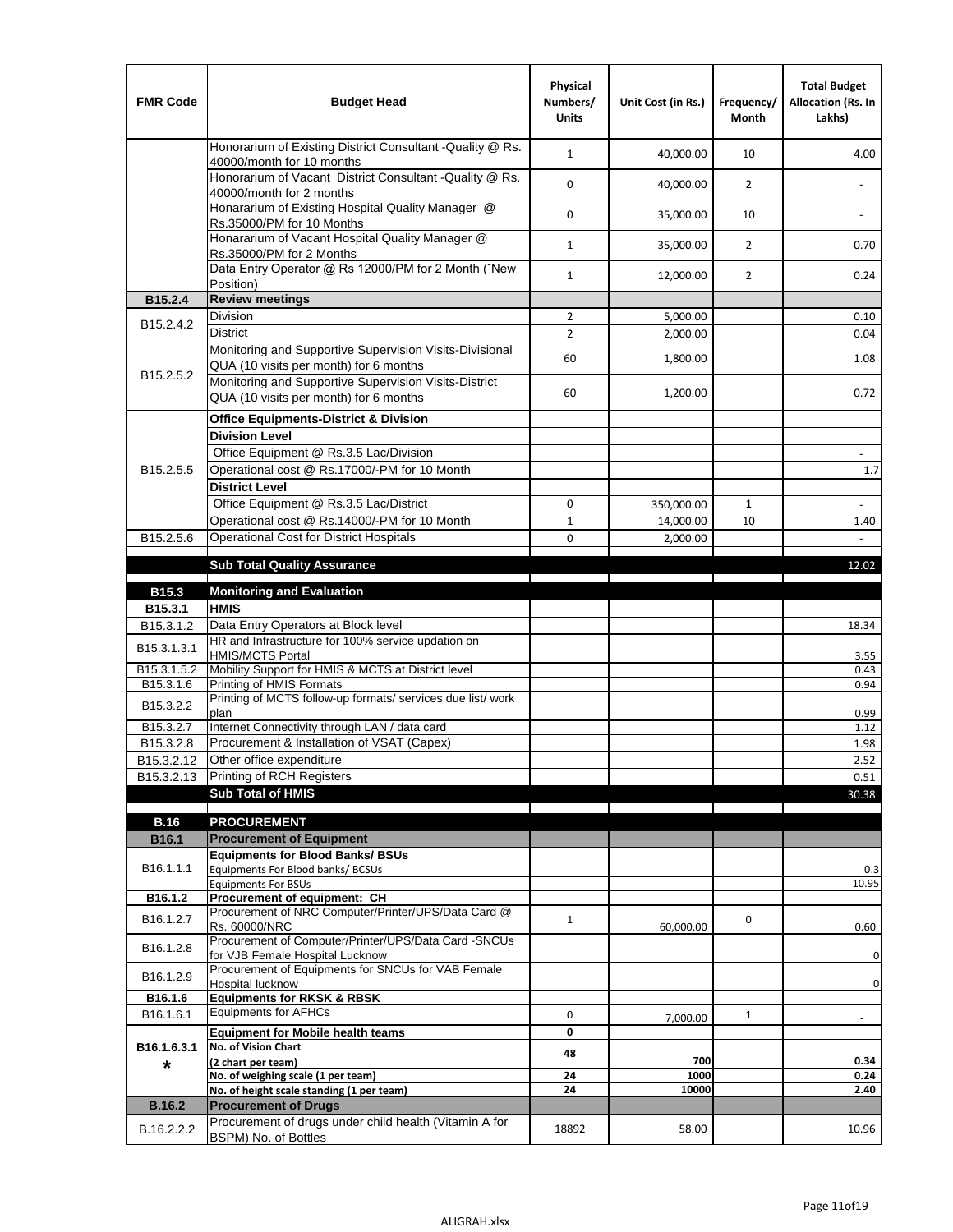| FMR Code | Budget Head | Physical Numbers/ Units | Unit Cost (in Rs.) | Frequency/ Month | Total Budget Allocation (Rs. In Lakhs) |
|---|---|---|---|---|---|
| | Honorarium of Existing District Consultant -Quality @ Rs. 40000/month for 10 months | 1 | 40,000.00 | 10 | 4.00 |
| | Honorarium of Vacant District Consultant -Quality @ Rs. 40000/month for 2 months | 0 | 40,000.00 | 2 | - |
| | Honararium of Existing Hospital Quality Manager @ Rs.35000/PM for 10 Months | 0 | 35,000.00 | 10 | - |
| | Honararium of Vacant Hospital Quality Manager @ Rs.35000/PM for 2 Months | 1 | 35,000.00 | 2 | 0.70 |
| | Data Entry Operator @ Rs 12000/PM for 2 Month ("New Position) | 1 | 12,000.00 | 2 | 0.24 |
| **B15.2.4** | **Review meetings** | | | | |
| B15.2.4.2 | Division | 2 | 5,000.00 | | 0.10 |
| | District | 2 | 2,000.00 | | 0.04 |
| B15.2.5.2 | Monitoring and Supportive Supervision Visits-Divisional QUA (10 visits per month) for 6 months | 60 | 1,800.00 | | 1.08 |
| | Monitoring and Supportive Supervision Visits-District QUA (10 visits per month) for 6 months | 60 | 1,200.00 | | 0.72 |
| B15.2.5.5 | **Office Equipments-District & Division** | | | | |
| | **Division Level** | | | | |
| | Office Equipment @ Rs.3.5 Lac/Division | | | | - |
| | Operational cost @ Rs.17000/-PM for 10 Month | | | | 1.7 |
| | **District Level** | | | | |
| | Office Equipment @ Rs.3.5 Lac/District | 0 | 350,000.00 | 1 | - |
| | Operational cost @ Rs.14000/-PM for 10 Month | 1 | 14,000.00 | 10 | 1.40 |
| B15.2.5.6 | Operational Cost for District Hospitals | 0 | 2,000.00 | | - |
| | **Sub Total Quality Assurance** | | | | 12.02 |
| **B15.3** | **Monitoring and Evaluation** | | | | |
| **B15.3.1** | **HMIS** | | | | |
| B15.3.1.2 | Data Entry Operators at Block level | | | | 18.34 |
| B15.3.1.3.1 | HR and Infrastructure for 100% service updation on HMIS/MCTS Portal | | | | 3.55 |
| B15.3.1.5.2 | Mobility Support for HMIS & MCTS at District level | | | | 0.43 |
| B15.3.1.6 | Printing of HMIS Formats | | | | 0.94 |
| B15.3.2.2 | Printing of MCTS follow-up formats/ services due list/ work plan | | | | 0.99 |
| B15.3.2.7 | Internet Connectivity through LAN / data card | | | | 1.12 |
| B15.3.2.8 | Procurement & Installation of VSAT (Capex) | | | | 1.98 |
| B15.3.2.12 | Other office expenditure | | | | 2.52 |
| B15.3.2.13 | Printing of RCH Registers | | | | 0.51 |
| | **Sub Total of HMIS** | | | | 30.38 |
| **B.16** | **PROCUREMENT** | | | | |
| **B16.1** | **Procurement of Equipment** | | | | |
| B16.1.1.1 | **Equipments for Blood Banks/ BSUs** | | | | |
| | Equipments For Blood banks/ BCSUs | | | | 0.3 |
| | Equipments For BSUs | | | | 10.95 |
| **B16.1.2** | **Procurement of equipment: CH** | | | | |
| B16.1.2.7 | Procurement of NRC Computer/Printer/UPS/Data Card @ Rs. 60000/NRC | 1 | 60,000.00 | 0 | 0.60 |
| B16.1.2.8 | Procurement of Computer/Printer/UPS/Data Card -SNCUs for VJB Female Hospital Lucknow | | | | 0 |
| B16.1.2.9 | Procurement of Equipments for SNCUs for VAB Female Hospital lucknow | | | | 0 |
| **B16.1.6** | **Equipments for RKSK & RBSK** | | | | |
| B16.1.6.1 | Equipments for AFHCs | 0 | 7,000.00 | 1 | - |
| **B16.1.6.3.1 *** | **Equipment for Mobile health teams** | 0 | | | |
| | **No. of Vision Chart (2 chart per team)** | 48 | 700 | | 0.34 |
| | **No. of weighing scale (1 per team)** | 24 | 1000 | | 0.24 |
| | **No. of height scale standing (1 per team)** | 24 | 10000 | | 2.40 |
| **B.16.2** | **Procurement of Drugs** | | | | |
| B.16.2.2.2 | Procurement of drugs under child health (Vitamin A for BSPM) No. of Bottles | 18892 | 58.00 | | 10.96 |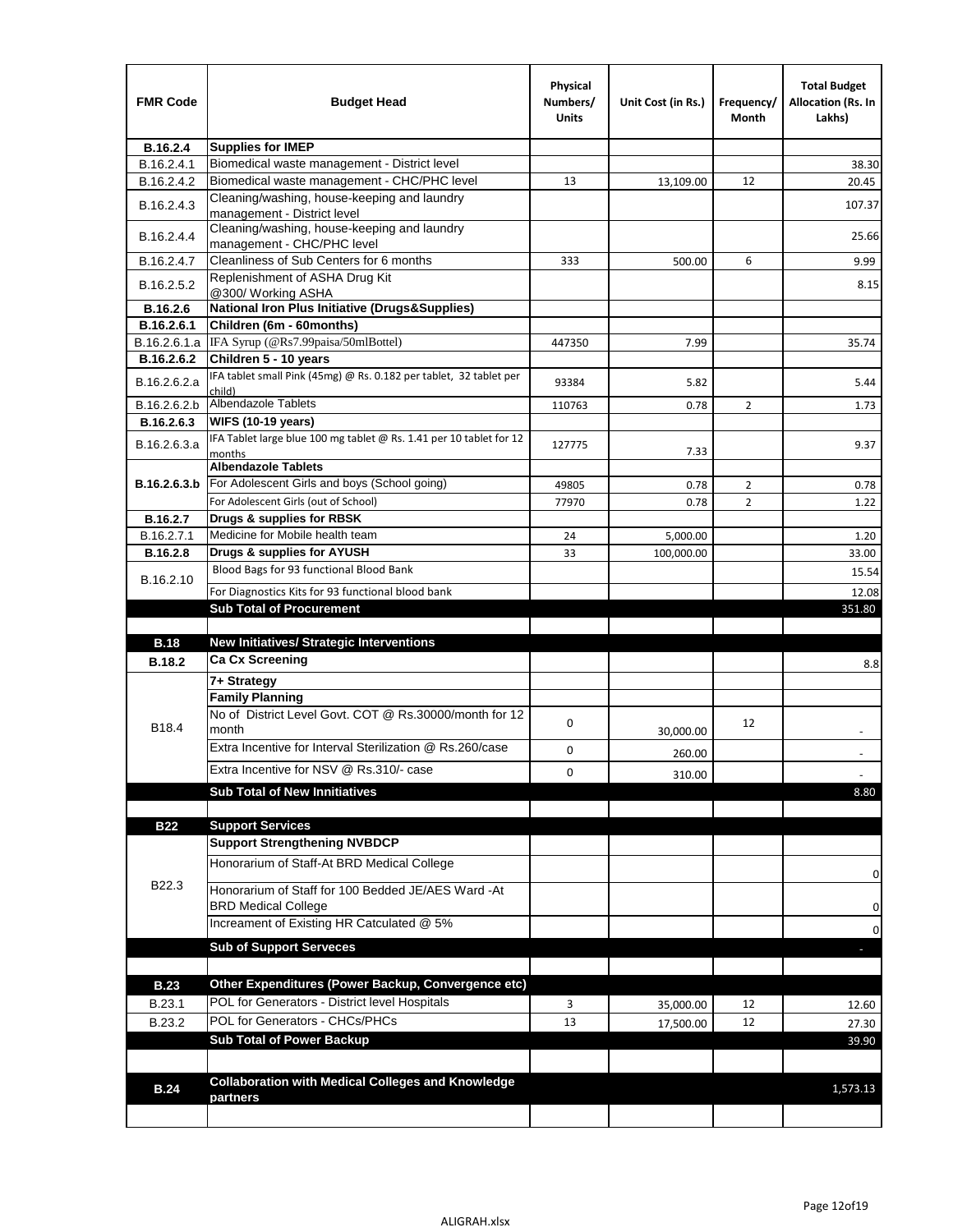| FMR Code | Budget Head | Physical Numbers/ Units | Unit Cost (in Rs.) | Frequency/ Month | Total Budget Allocation (Rs. In Lakhs) |
|---|---|---|---|---|---|
| **B.16.2.4** | **Supplies for IMEP** | | | | |
| B.16.2.4.1 | Biomedical waste management - District level | | | | 38.30 |
| B.16.2.4.2 | Biomedical waste management - CHC/PHC level | 13 | 13,109.00 | 12 | 20.45 |
| B.16.2.4.3 | Cleaning/washing, house-keeping and laundry management - District level | | | | 107.37 |
| B.16.2.4.4 | Cleaning/washing, house-keeping and laundry management - CHC/PHC level | | | | 25.66 |
| B.16.2.4.7 | Cleanliness of Sub Centers for 6 months | 333 | 500.00 | 6 | 9.99 |
| B.16.2.5.2 | Replenishment of ASHA Drug Kit @300/ Working ASHA | | | | 8.15 |
| **B.16.2.6** | **National Iron Plus Initiative (Drugs&Supplies)** | | | | |
| **B.16.2.6.1** | **Children (6m - 60months)** | | | | |
| B.16.2.6.1.a | IFA Syrup (@Rs7.99paisa/50mlBottel) | 447350 | 7.99 | | 35.74 |
| **B.16.2.6.2** | **Children 5 - 10 years** | | | | |
| B.16.2.6.2.a | IFA tablet small Pink (45mg) @ Rs. 0.182 per tablet, 32 tablet per child) | 93384 | 5.82 | | 5.44 |
| B.16.2.6.2.b | Albendazole Tablets | 110763 | 0.78 | 2 | 1.73 |
| **B.16.2.6.3** | **WIFS (10-19 years)** | | | | |
| B.16.2.6.3.a | IFA Tablet large blue 100 mg tablet @ Rs. 1.41 per 10 tablet for 12 months | 127775 | 7.33 | | 9.37 |
| **B.16.2.6.3.b** | **Albendazole Tablets** | | | | |
| | For Adolescent Girls and boys (School going) | 49805 | 0.78 | 2 | 0.78 |
| | For Adolescent Girls (out of School) | 77970 | 0.78 | 2 | 1.22 |
| **B.16.2.7** | **Drugs & supplies for RBSK** | | | | |
| B.16.2.7.1 | Medicine for Mobile health team | 24 | 5,000.00 | | 1.20 |
| **B.16.2.8** | **Drugs & supplies for AYUSH** | 33 | 100,000.00 | | 33.00 |
| B.16.2.10 | Blood Bags for 93 functional Blood Bank | | | | 15.54 |
| | For Diagnostics Kits for 93 functional blood bank | | | | 12.08 |
| | **Sub Total of Procurement** | | | | 351.80 |
| | | | | | |
| **B.18** | **New Initiatives/ Strategic Interventions** | | | | |
| **B.18.2** | **Ca Cx Screening** | | | | 8.8 |
| B18.4 | **7+ Strategy** | | | | |
| | **Family Planning** | | | | |
| | No of District Level Govt. COT @ Rs.30000/month for 12 month | 0 | 30,000.00 | 12 | - |
| | Extra Incentive for Interval Sterilization @ Rs.260/case | 0 | 260.00 | | - |
| | Extra Incentive for NSV @ Rs.310/- case | 0 | 310.00 | | - |
| | **Sub Total of New Innitiatives** | | | | 8.80 |
| | | | | | |
| **B22** | **Support Services** | | | | |
| B22.3 | **Support Strengthening NVBDCP** | | | | |
| | Honorarium of Staff-At BRD Medical College | | | | 0 |
| | Honorarium of Staff for 100 Bedded JE/AES Ward -At BRD Medical College | | | | 0 |
| | Increament of Existing HR Catculated @ 5% | | | | 0 |
| | **Sub of Support Serveces** | | | | - |
| | | | | | |
| **B.23** | **Other Expenditures (Power Backup, Convergence etc)** | | | | |
| B.23.1 | POL for Generators - District level Hospitals | 3 | 35,000.00 | 12 | 12.60 |
| B.23.2 | POL for Generators - CHCs/PHCs | 13 | 17,500.00 | 12 | 27.30 |
| | **Sub Total of Power Backup** | | | | 39.90 |
| | | | | | |
| **B.24** | **Collaboration with Medical Colleges and Knowledge partners** | | | | 1,573.13 |
| | | | | | |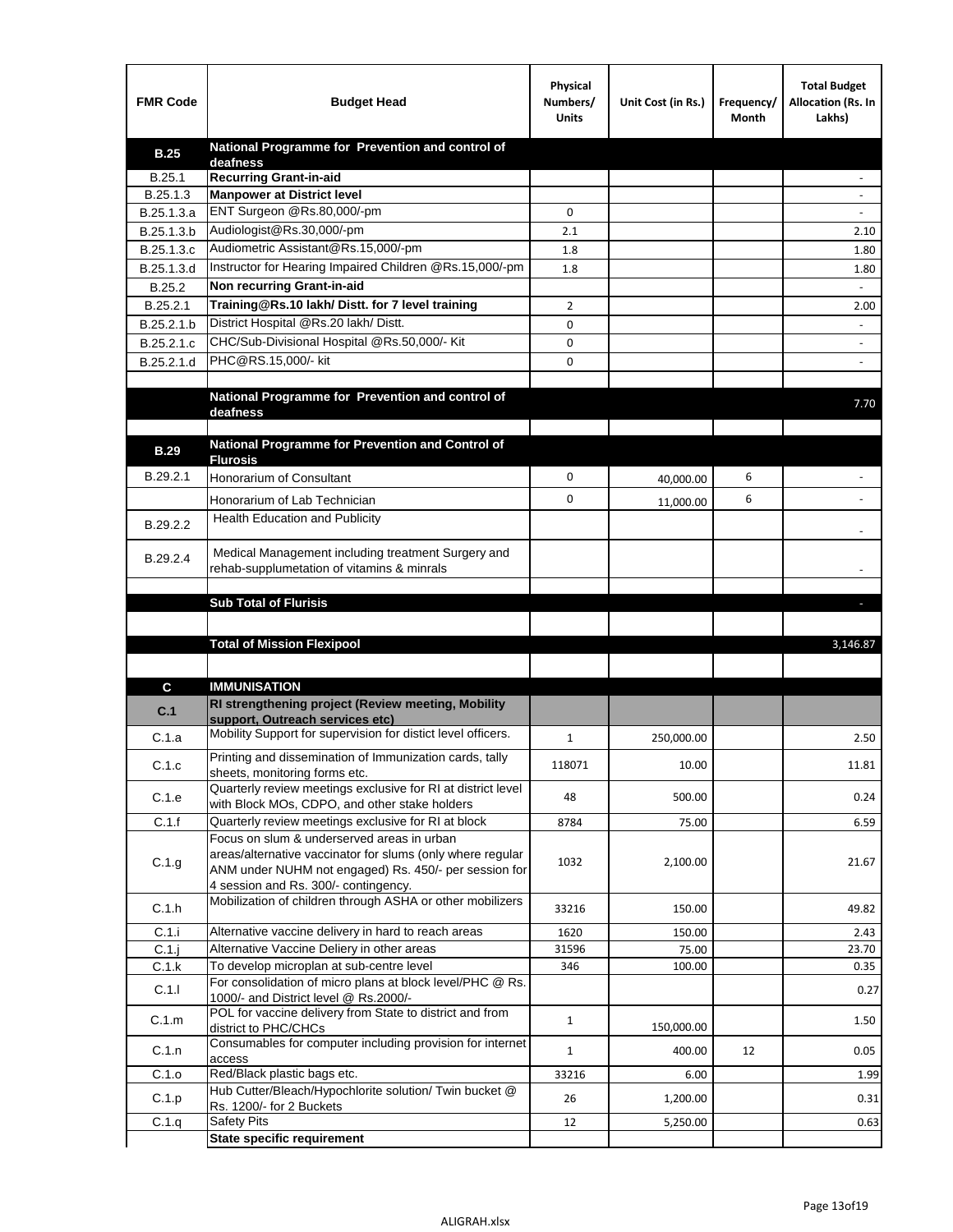| FMR Code | Budget Head | Physical Numbers/ Units | Unit Cost (in Rs.) | Frequency/ Month | Total Budget Allocation (Rs. In Lakhs) |
|---|---|---|---|---|---|
| **B.25** | **National Programme for Prevention and control of deafness** | | | | |
| B.25.1 | **Recurring Grant-in-aid** | | | | - |
| B.25.1.3 | **Manpower at District level** | | | | - |
| B.25.1.3.a | ENT Surgeon @Rs.80,000/-pm | 0 | | | - |
| B.25.1.3.b | Audiologist@Rs.30,000/-pm | 2.1 | | | 2.10 |
| B.25.1.3.c | Audiometric Assistant@Rs.15,000/-pm | 1.8 | | | 1.80 |
| B.25.1.3.d | Instructor for Hearing Impaired Children @Rs.15,000/-pm | 1.8 | | | 1.80 |
| B.25.2 | **Non recurring Grant-in-aid** | | | | - |
| B.25.2.1 | **Training@Rs.10 lakh/ Distt. for 7 level training** | 2 | | | 2.00 |
| B.25.2.1.b | District Hospital @Rs.20 lakh/ Distt. | 0 | | | - |
| B.25.2.1.c | CHC/Sub-Divisional Hospital @Rs.50,000/- Kit | 0 | | | - |
| B.25.2.1.d | PHC@RS.15,000/- kit | 0 | | | - |
| | | | | | |
| | **National Programme for Prevention and control of deafness** | | | | 7.70 |
| | | | | | |
| **B.29** | **National Programme for Prevention and Control of Flurosis** | | | | |
| B.29.2.1 | Honorarium of Consultant | 0 | 40,000.00 | 6 | - |
| | Honorarium of Lab Technician | 0 | 11,000.00 | 6 | - |
| B.29.2.2 | Health Education and Publicity | | | | - |
| B.29.2.4 | Medical Management including treatment Surgery and rehab-supplumetation of vitamins & minrals | | | | - |
| | | | | | |
| | **Sub Total of Flurisis** | | | | - |
| | | | | | |
| | **Total of Mission Flexipool** | | | | 3,146.87 |
| | | | | | |
| **C** | **IMMUNISATION** | | | | |
| **C.1** | **RI strengthening project (Review meeting, Mobility support, Outreach services etc)** | | | | |
| C.1.a | Mobility Support for supervision for distict level officers. | 1 | 250,000.00 | | 2.50 |
| C.1.c | Printing and dissemination of Immunization cards, tally sheets, monitoring forms etc. | 118071 | 10.00 | | 11.81 |
| C.1.e | Quarterly review meetings exclusive for RI at district level with Block MOs, CDPO, and other stake holders | 48 | 500.00 | | 0.24 |
| C.1.f | Quarterly review meetings exclusive for RI at block | 8784 | 75.00 | | 6.59 |
| C.1.g | Focus on slum & underserved areas in urban areas/alternative vaccinator for slums (only where regular ANM under NUHM not engaged) Rs. 450/- per session for 4 session and Rs. 300/- contingency. | 1032 | 2,100.00 | | 21.67 |
| C.1.h | Mobilization of children through ASHA or other mobilizers | 33216 | 150.00 | | 49.82 |
| C.1.i | Alternative vaccine delivery in hard to reach areas | 1620 | 150.00 | | 2.43 |
| C.1.j | Alternative Vaccine Deliery in other areas | 31596 | 75.00 | | 23.70 |
| C.1.k | To develop microplan at sub-centre level | 346 | 100.00 | | 0.35 |
| C.1.l | For consolidation of micro plans at block level/PHC @ Rs. 1000/- and District level @ Rs.2000/- | | | | 0.27 |
| C.1.m | POL for vaccine delivery from State to district and from district to PHC/CHCs | 1 | 150,000.00 | | 1.50 |
| C.1.n | Consumables for computer including provision for internet access | 1 | 400.00 | 12 | 0.05 |
| C.1.o | Red/Black plastic bags etc. | 33216 | 6.00 | | 1.99 |
| C.1.p | Hub Cutter/Bleach/Hypochlorite solution/ Twin bucket @ Rs. 1200/- for 2 Buckets | 26 | 1,200.00 | | 0.31 |
| C.1.q | Safety Pits | 12 | 5,250.00 | | 0.63 |
| | **State specific requirement** | | | | |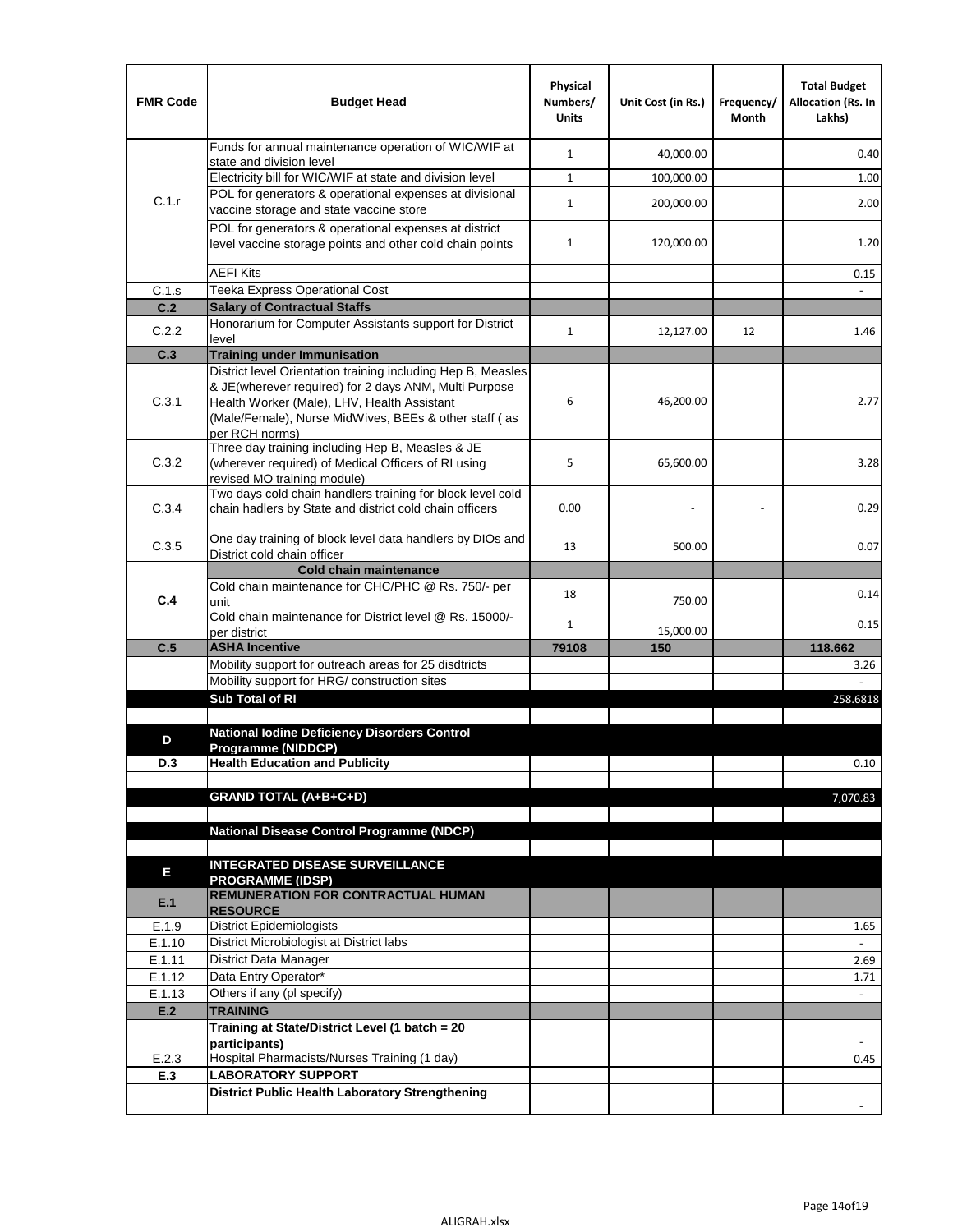| FMR Code | Budget Head | Physical Numbers/ Units | Unit Cost (in Rs.) | Frequency/ Month | Total Budget Allocation (Rs. In Lakhs) |
|---|---|---|---|---|---|
| C.1.r | Funds for annual maintenance operation of WIC/WIF at state and division level | 1 | 40,000.00 | | 0.40 |
| | Electricity bill for WIC/WIF at state and division level | 1 | 100,000.00 | | 1.00 |
| | POL for generators & operational expenses at divisional vaccine storage and state vaccine store | 1 | 200,000.00 | | 2.00 |
| | POL for generators & operational expenses at district level vaccine storage points and other cold chain points | 1 | 120,000.00 | | 1.20 |
| | AEFI Kits | | | | 0.15 |
| C.1.s | Teeka Express Operational Cost | | | | - |
| **C.2** | **Salary of Contractual Staffs** | | | | |
| C.2.2 | Honorarium for Computer Assistants support for District level | 1 | 12,127.00 | 12 | 1.46 |
| **C.3** | **Training under Immunisation** | | | | |
| C.3.1 | District level Orientation training including Hep B, Measles & JE(wherever required) for 2 days ANM, Multi Purpose Health Worker (Male), LHV, Health Assistant (Male/Female), Nurse MidWives, BEEs & other staff ( as per RCH norms) | 6 | 46,200.00 | | 2.77 |
| C.3.2 | Three day training including Hep B, Measles & JE (wherever required) of Medical Officers of RI using revised MO training module) | 5 | 65,600.00 | | 3.28 |
| C.3.4 | Two days cold chain handlers training for block level cold chain hadlers by State and district cold chain officers | 0.00 | - | - | 0.29 |
| C.3.5 | One day training of block level data handlers by DIOs and District cold chain officer | 13 | 500.00 | | 0.07 |
| **C.4** | **Cold chain maintenance** | | | | |
| | Cold chain maintenance for CHC/PHC @ Rs. 750/- per unit | 18 | 750.00 | | 0.14 |
| | Cold chain maintenance for District level @ Rs. 15000/- per district | 1 | 15,000.00 | | 0.15 |
| **C.5** | **ASHA Incentive** | **79108** | **150** | | **118.662** |
| | Mobility support for outreach areas for 25 disdtricts | | | | 3.26 |
| | Mobility support for HRG/ construction sites | | | | - |
| | **Sub Total of RI** | | | | 258.6818 |
| | | | | | |
| **D** | **National Iodine Deficiency Disorders Control Programme (NIDDCP)** | | | | |
| **D.3** | **Health Education and Publicity** | | | | 0.10 |
| | | | | | |
| | **GRAND TOTAL (A+B+C+D)** | | | | 7,070.83 |
| | | | | | |
| | **National Disease Control Programme (NDCP)** | | | | |
| | | | | | |
| **E** | **INTEGRATED DISEASE SURVEILLANCE PROGRAMME (IDSP)** | | | | |
| **E.1** | **REMUNERATION FOR CONTRACTUAL HUMAN RESOURCE** | | | | |
| E.1.9 | District Epidemiologists | | | | 1.65 |
| E.1.10 | District Microbiologist at District labs | | | | - |
| E.1.11 | District Data Manager | | | | 2.69 |
| E.1.12 | Data Entry Operator* | | | | 1.71 |
| E.1.13 | Others if any (pl specify) | | | | - |
| **E.2** | **TRAINING** | | | | |
| | **Training at State/District Level (1 batch = 20 participants)** | | | | - |
| E.2.3 | Hospital Pharmacists/Nurses Training (1 day) | | | | 0.45 |
| **E.3** | **LABORATORY SUPPORT** | | | | |
| | **District Public Health Laboratory Strengthening** | | | | - |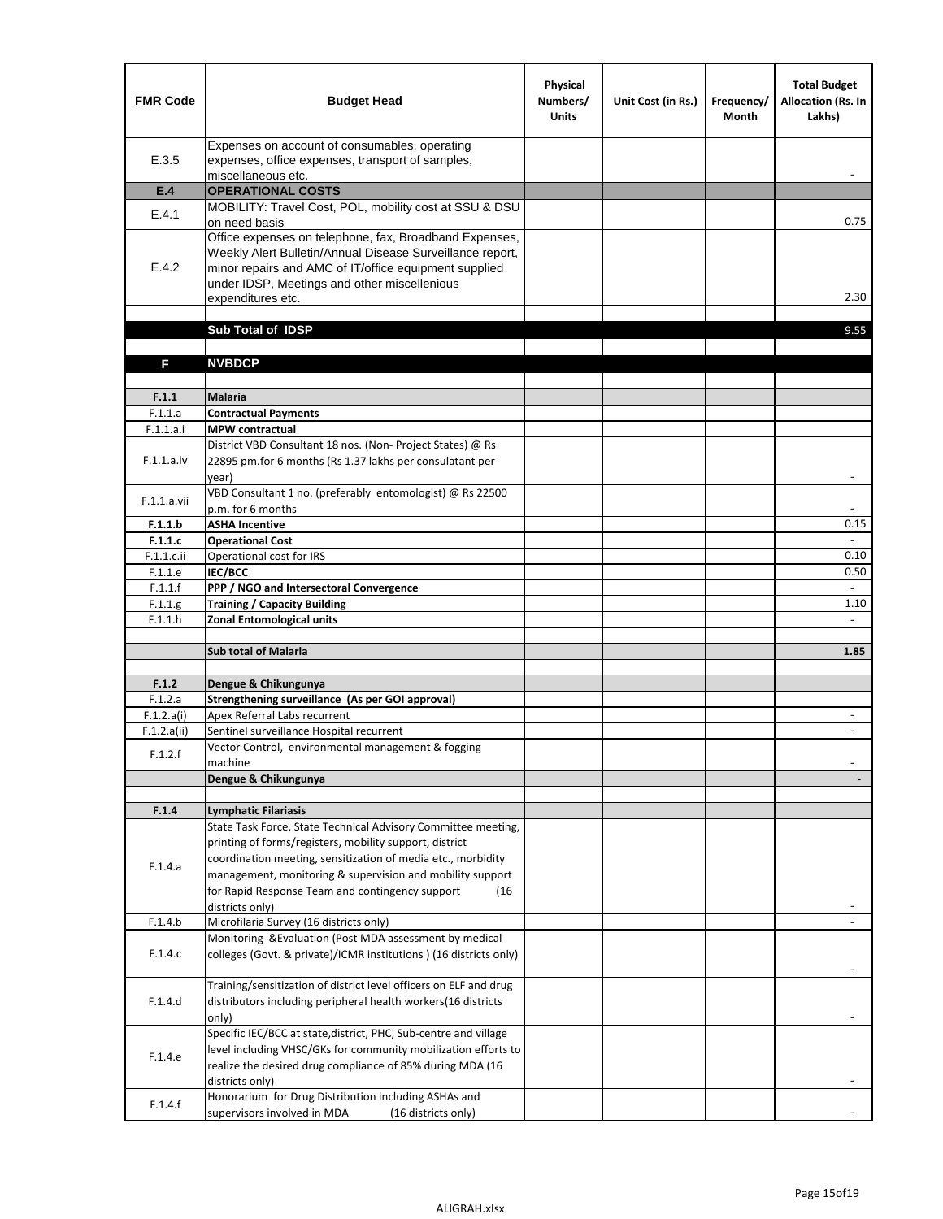| FMR Code | Budget Head | Physical Numbers/ Units | Unit Cost (in Rs.) | Frequency/ Month | Total Budget Allocation (Rs. In Lakhs) |
|---|---|---|---|---|---|
| E.3.5 | Expenses on account of consumables, operating expenses, office expenses, transport of samples, miscellaneous etc. | | | | - |
| **E.4** | **OPERATIONAL COSTS** | | | | |
| E.4.1 | MOBILITY: Travel Cost, POL, mobility cost at SSU & DSU on need basis | | | | 0.75 |
| E.4.2 | Office expenses on telephone, fax, Broadband Expenses, Weekly Alert Bulletin/Annual Disease Surveillance report, minor repairs and AMC of IT/office equipment supplied under IDSP, Meetings and other miscellenious expenditures etc. | | | | 2.30 |
| | | | | | |
| | **Sub Total of IDSP** | | | | 9.55 |
| | | | | | |
| **F** | **NVBDCP** | | | | |
| | | | | | |
| **F.1.1** | **Malaria** | | | | |
| F.1.1.a | **Contractual Payments** | | | | |
| F.1.1.a.i | **MPW contractual** | | | | |
| F.1.1.a.iv | District VBD Consultant 18 nos. (Non- Project States) @ Rs 22895 pm.for 6 months (Rs 1.37 lakhs per consulatant per year) | | | | - |
| F.1.1.a.vii | VBD Consultant 1 no. (preferably entomologist) @ Rs 22500 p.m. for 6 months | | | | - |
| **F.1.1.b** | **ASHA Incentive** | | | | 0.15 |
| **F.1.1.c** | **Operational Cost** | | | | - |
| F.1.1.c.ii | Operational cost for IRS | | | | 0.10 |
| F.1.1.e | **IEC/BCC** | | | | 0.50 |
| F.1.1.f | **PPP / NGO and Intersectoral Convergence** | | | | - |
| F.1.1.g | **Training / Capacity Building** | | | | 1.10 |
| F.1.1.h | **Zonal Entomological units** | | | | - |
| | | | | | |
| | **Sub total of Malaria** | | | | **1.85** |
| | | | | | |
| **F.1.2** | **Dengue & Chikungunya** | | | | |
| F.1.2.a | **Strengthening surveillance (As per GOI approval)** | | | | |
| F.1.2.a(i) | Apex Referral Labs recurrent | | | | - |
| F.1.2.a(ii) | Sentinel surveillance Hospital recurrent | | | | - |
| F.1.2.f | Vector Control, environmental management & fogging machine | | | | - |
| | **Dengue & Chikungunya** | | | | **-** |
| | | | | | |
| **F.1.4** | **Lymphatic Filariasis** | | | | |
| F.1.4.a | State Task Force, State Technical Advisory Committee meeting, printing of forms/registers, mobility support, district coordination meeting, sensitization of media etc., morbidity management, monitoring & supervision and mobility support for Rapid Response Team and contingency support (16 districts only) | | | | - |
| F.1.4.b | Microfilaria Survey (16 districts only) | | | | - |
| F.1.4.c | Monitoring &Evaluation (Post MDA assessment by medical colleges (Govt. & private)/ICMR institutions ) (16 districts only) | | | | - |
| F.1.4.d | Training/sensitization of district level officers on ELF and drug distributors including peripheral health workers(16 districts only) | | | | - |
| F.1.4.e | Specific IEC/BCC at state,district, PHC, Sub-centre and village level including VHSC/GKs for community mobilization efforts to realize the desired drug compliance of 85% during MDA (16 districts only) | | | | - |
| F.1.4.f | Honorarium for Drug Distribution including ASHAs and supervisors involved in MDA (16 districts only) | | | | - |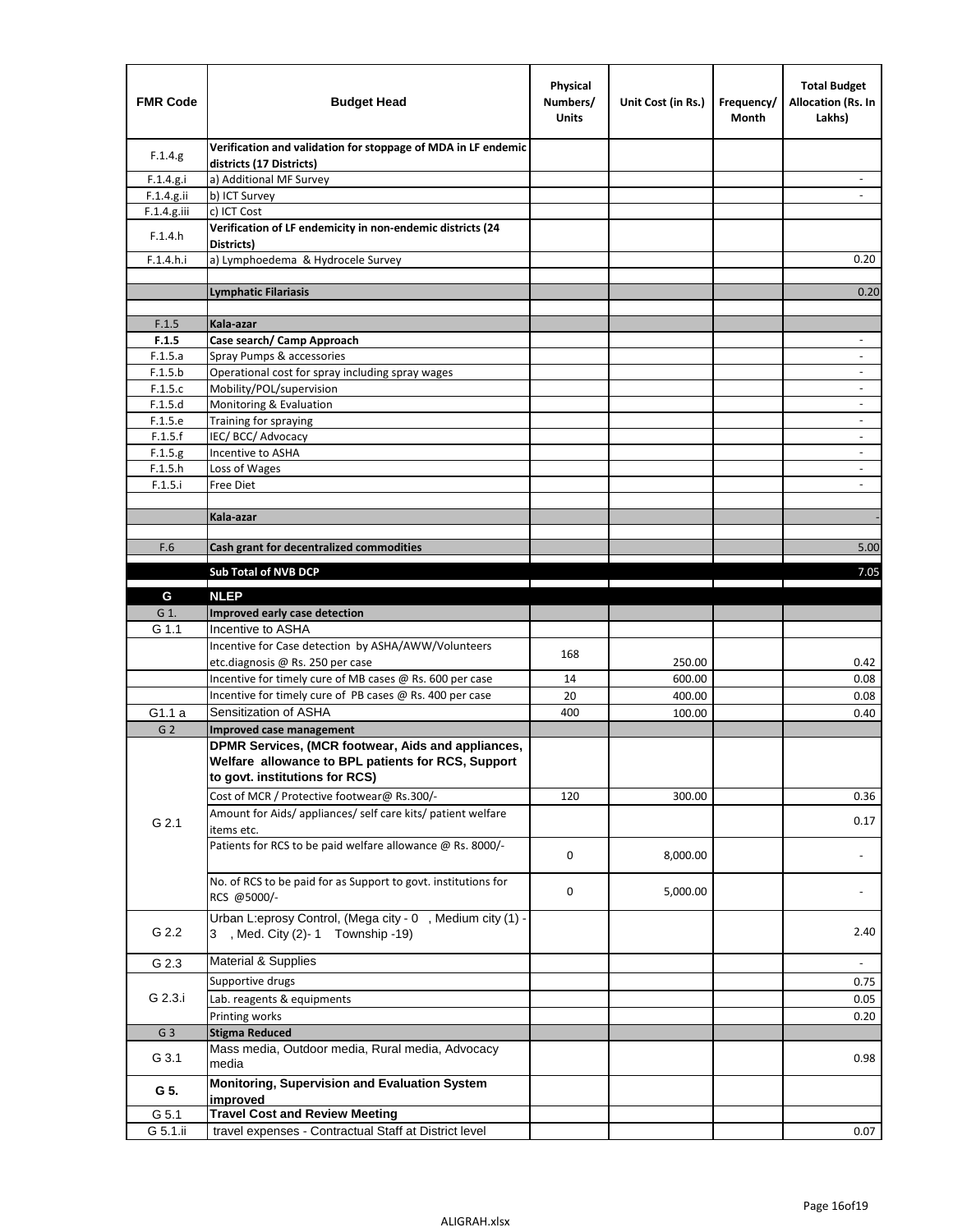| FMR Code | Budget Head | Physical Numbers/ Units | Unit Cost (in Rs.) | Frequency/ Month | Total Budget Allocation (Rs. In Lakhs) |
|---|---|---|---|---|---|
| F.1.4.g | **Verification and validation for stoppage of MDA in LF endemic districts (17 Districts)** | | | | |
| F.1.4.g.i | a) Additional MF Survey | | | | - |
| F.1.4.g.ii | b) ICT Survey | | | | - |
| F.1.4.g.iii | c) ICT Cost | | | | |
| F.1.4.h | **Verification of LF endemicity in non-endemic districts (24 Districts)** | | | | |
| F.1.4.h.i | a) Lymphoedema & Hydrocele Survey | | | | 0.20 |
| | | | | | |
| | **Lymphatic Filariasis** | | | | 0.20 |
| | | | | | |
| F.1.5 | **Kala-azar** | | | | |
| **F.1.5** | **Case search/ Camp Approach** | | | | - |
| F.1.5.a | Spray Pumps & accessories | | | | - |
| F.1.5.b | Operational cost for spray including spray wages | | | | - |
| F.1.5.c | Mobility/POL/supervision | | | | - |
| F.1.5.d | Monitoring & Evaluation | | | | - |
| F.1.5.e | Training for spraying | | | | - |
| F.1.5.f | IEC/ BCC/ Advocacy | | | | - |
| F.1.5.g | Incentive to ASHA | | | | - |
| F.1.5.h | Loss of Wages | | | | - |
| F.1.5.i | Free Diet | | | | - |
| | | | | | |
| | **Kala-azar** | | | | - |
| | | | | | |
| F.6 | **Cash grant for decentralized commodities** | | | | 5.00 |
| | **Sub Total of NVB DCP** | | | | 7.05 |
| **G** | **NLEP** | | | | |
| G 1. | **Improved early case detection** | | | | |
| G 1.1 | Incentive to ASHA | | | | |
| | Incentive for Case detection by ASHA/AWW/Volunteers etc.diagnosis @ Rs. 250 per case | 168 | 250.00 | | 0.42 |
| | Incentive for timely cure of MB cases @ Rs. 600 per case | 14 | 600.00 | | 0.08 |
| | Incentive for timely cure of PB cases @ Rs. 400 per case | 20 | 400.00 | | 0.08 |
| G1.1 a | Sensitization of ASHA | 400 | 100.00 | | 0.40 |
| G 2 | **Improved case management** | | | | |
| G 2.1 | **DPMR Services, (MCR footwear, Aids and appliances, Welfare allowance to BPL patients for RCS, Support to govt. institutions for RCS)** | | | | |
| | Cost of MCR / Protective footwear@ Rs.300/- | 120 | 300.00 | | 0.36 |
| | Amount for Aids/ appliances/ self care kits/ patient welfare items etc. | | | | 0.17 |
| | Patients for RCS to be paid welfare allowance @ Rs. 8000/- | 0 | 8,000.00 | | - |
| | No. of RCS to be paid for as Support to govt. institutions for RCS @5000/- | 0 | 5,000.00 | | - |
| G 2.2 | Urban L:eprosy Control, (Mega city - 0 , Medium city (1) - 3 , Med. City (2)- 1 Township -19) | | | | 2.40 |
| G 2.3 | Material & Supplies | | | | - |
| G 2.3.i | Supportive drugs | | | | 0.75 |
| | Lab. reagents & equipments | | | | 0.05 |
| | Printing works | | | | 0.20 |
| G 3 | **Stigma Reduced** | | | | |
| G 3.1 | Mass media, Outdoor media, Rural media, Advocacy media | | | | 0.98 |
| **G 5.** | **Monitoring, Supervision and Evaluation System improved** | | | | |
| G 5.1 | **Travel Cost and Review Meeting** | | | | |
| G 5.1.ii | travel expenses - Contractual Staff at District level | | | | 0.07 |

ALIGRAH.xlsx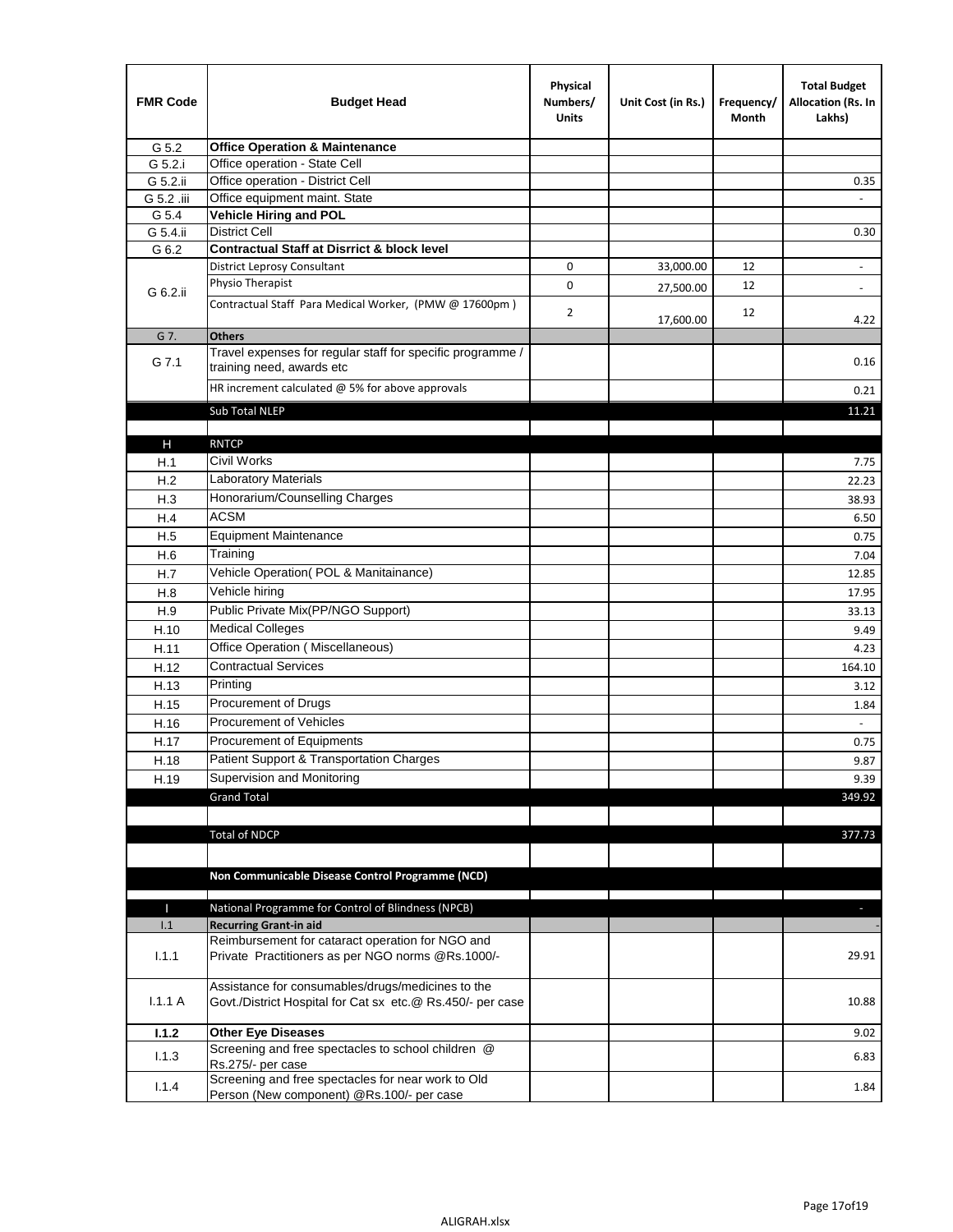| FMR Code | Budget Head | Physical Numbers/ Units | Unit Cost (in Rs.) | Frequency/ Month | Total Budget Allocation (Rs. In Lakhs) |
|---|---|---|---|---|---|
| G 5.2 | **Office Operation & Maintenance** | | | | |
| G 5.2.i | Office operation - State Cell | | | | |
| G 5.2.ii | Office operation - District Cell | | | | 0.35 |
| G 5.2 .iii | Office equipment maint. State | | | | - |
| G 5.4 | **Vehicle Hiring and POL** | | | | |
| G 5.4.ii | District Cell | | | | 0.30 |
| G 6.2 | **Contractual Staff at Disrrict & block level** | | | | |
| G 6.2.ii | District Leprosy Consultant | 0 | 33,000.00 | 12 | - |
| | Physio Therapist | 0 | 27,500.00 | 12 | - |
| | Contractual Staff Para Medical Worker, (PMW @ 17600pm ) | 2 | 17,600.00 | 12 | 4.22 |
| G 7. | **Others** | | | | |
| G 7.1 | Travel expenses for regular staff for specific programme / training need, awards etc | | | | 0.16 |
| | HR increment calculated @ 5% for above approvals | | | | 0.21 |
| | Sub Total NLEP | | | | 11.21 |
| | | | | | |
| H | RNTCP | | | | |
| H.1 | Civil Works | | | | 7.75 |
| H.2 | Laboratory Materials | | | | 22.23 |
| H.3 | Honorarium/Counselling Charges | | | | 38.93 |
| H.4 | ACSM | | | | 6.50 |
| H.5 | Equipment Maintenance | | | | 0.75 |
| H.6 | Training | | | | 7.04 |
| H.7 | Vehicle Operation( POL & Manitainance) | | | | 12.85 |
| H.8 | Vehicle hiring | | | | 17.95 |
| H.9 | Public Private Mix(PP/NGO Support) | | | | 33.13 |
| H.10 | Medical Colleges | | | | 9.49 |
| H.11 | Office Operation ( Miscellaneous) | | | | 4.23 |
| H.12 | Contractual Services | | | | 164.10 |
| H.13 | Printing | | | | 3.12 |
| H.15 | Procurement of Drugs | | | | 1.84 |
| H.16 | Procurement of Vehicles | | | | - |
| H.17 | Procurement of Equipments | | | | 0.75 |
| H.18 | Patient Support & Transportation Charges | | | | 9.87 |
| H.19 | Supervision and Monitoring | | | | 9.39 |
| | Grand Total | | | | 349.92 |
| | | | | | |
| | Total of NDCP | | | | 377.73 |
| | | | | | |
| | **Non Communicable Disease Control Programme (NCD)** | | | | |
| | | | | | |
| I | National Programme for Control of Blindness (NPCB) | | | | - |
| I.1 | **Recurring Grant-in aid** | | | | - |
| I.1.1 | Reimbursement for cataract operation for NGO and Private Practitioners as per NGO norms @Rs.1000/- | | | | 29.91 |
| I.1.1 A | Assistance for consumables/drugs/medicines to the Govt./District Hospital for Cat sx etc.@ Rs.450/- per case | | | | 10.88 |
| **I.1.2** | **Other Eye Diseases** | | | | 9.02 |
| I.1.3 | Screening and free spectacles to school children @ Rs.275/- per case | | | | 6.83 |
| I.1.4 | Screening and free spectacles for near work to Old Person (New component) @Rs.100/- per case | | | | 1.84 |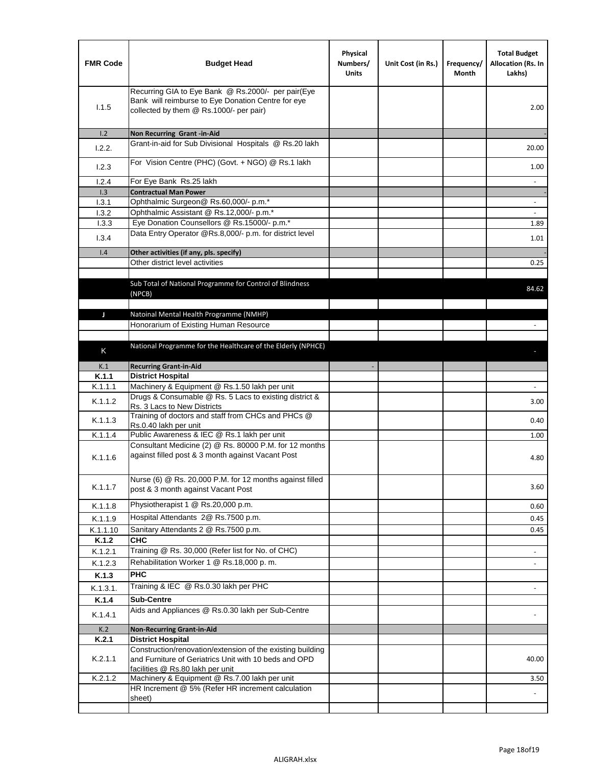| FMR Code | Budget Head | Physical Numbers/ Units | Unit Cost (in Rs.) | Frequency/ Month | Total Budget Allocation (Rs. In Lakhs) |
|---|---|---|---|---|---|
| I.1.5 | Recurring GIA to Eye Bank @ Rs.2000/- per pair(Eye Bank will reimburse to Eye Donation Centre for eye collected by them @ Rs.1000/- per pair) | | | | 2.00 |
| I.2 | **Non Recurring Grant -in-Aid** | | | | - |
| I.2.2. | Grant-in-aid for Sub Divisional Hospitals @ Rs.20 lakh | | | | 20.00 |
| I.2.3 | For Vision Centre (PHC) (Govt. + NGO) @ Rs.1 lakh | | | | 1.00 |
| I.2.4 | For Eye Bank Rs.25 lakh | | | | - |
| I.3 | **Contractual Man Power** | | | | - |
| I.3.1 | Ophthalmic Surgeon@ Rs.60,000/- p.m.* | | | | - |
| I.3.2 | Ophthalmic Assistant @ Rs.12,000/- p.m.* | | | | - |
| I.3.3 | Eye Donation Counsellors @ Rs.15000/- p.m.* | | | | 1.89 |
| I.3.4 | Data Entry Operator @Rs.8,000/- p.m. for district level | | | | 1.01 |
| I.4 | **Other activities (if any, pls. specify)** | | | | - |
| | Other district level activities | | | | 0.25 |
| | | | | | |
| | Sub Total of National Programme for Control of Blindness (NPCB) | | | | 84.62 |
| | | | | | |
| J | Natoinal Mental Health Programme (NMHP) | | | | |
| | Honorarium of Existing Human Resource | | | | - |
| | | | | | |
| K | National Programme for the Healthcare of the Elderly (NPHCE) | | | | - |
| K.1 | **Recurring Grant-in-Aid** | - | | | |
| **K.1.1** | **District Hospital** | | | | |
| K.1.1.1 | Machinery & Equipment @ Rs.1.50 lakh per unit | | | | - |
| K.1.1.2 | Drugs & Consumable @ Rs. 5 Lacs to existing district & Rs. 3 Lacs to New Districts | | | | 3.00 |
| K.1.1.3 | Training of doctors and staff from CHCs and PHCs @ Rs.0.40 lakh per unit | | | | 0.40 |
| K.1.1.4 | Public Awareness & IEC @ Rs.1 lakh per unit | | | | 1.00 |
| K.1.1.6 | Consultant Medicine (2) @ Rs. 80000 P.M. for 12 months against filled post & 3 month against Vacant Post | | | | 4.80 |
| K.1.1.7 | Nurse (6) @ Rs. 20,000 P.M. for 12 months against filled post & 3 month against Vacant Post | | | | 3.60 |
| K.1.1.8 | Physiotherapist 1 @ Rs.20,000 p.m. | | | | 0.60 |
| K.1.1.9 | Hospital Attendants 2@ Rs.7500 p.m. | | | | 0.45 |
| K.1.1.10 | Sanitary Attendants 2 @ Rs.7500 p.m. | | | | 0.45 |
| **K.1.2** | **CHC** | | | | |
| K.1.2.1 | Training @ Rs. 30,000 (Refer list for No. of CHC) | | | | - |
| K.1.2.3 | Rehabilitation Worker 1 @ Rs.18,000 p. m. | | | | - |
| **K.1.3** | **PHC** | | | | |
| K.1.3.1. | Training & IEC @ Rs.0.30 lakh per PHC | | | | - |
| **K.1.4** | **Sub-Centre** | | | | |
| K.1.4.1 | Aids and Appliances @ Rs.0.30 lakh per Sub-Centre | | | | - |
| K.2 | **Non-Recurring Grant-in-Aid** | | | | |
| **K.2.1** | **District Hospital** | | | | |
| K.2.1.1 | Construction/renovation/extension of the existing building and Furniture of Geriatrics Unit with 10 beds and OPD facilities @ Rs.80 lakh per unit | | | | 40.00 |
| K.2.1.2 | Machinery & Equipment @ Rs.7.00 lakh per unit | | | | 3.50 |
| | HR Increment @ 5% (Refer HR increment calculation sheet) | | | | - |
| | | | | | |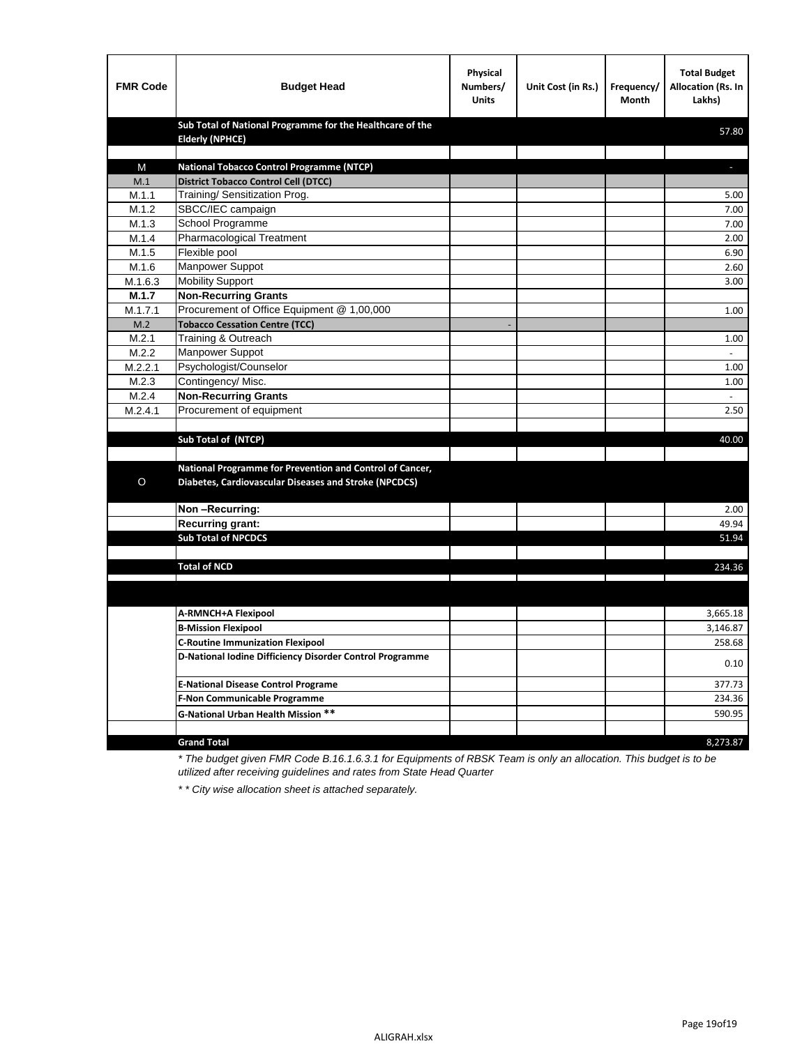| FMR Code | Budget Head | Physical Numbers/ Units | Unit Cost (in Rs.) | Frequency/ Month | Total Budget Allocation (Rs. In Lakhs) |
|---|---|---|---|---|---|
| | **Sub Total of National Programme for the Healthcare of the Elderly (NPHCE)** | | | | 57.80 |
| | | | | | |
| M | **National Tobacco Control Programme (NTCP)** | | | | - |
| M.1 | **District Tobacco Control Cell (DTCC)** | | | | |
| M.1.1 | Training/ Sensitization Prog. | | | | 5.00 |
| M.1.2 | SBCC/IEC campaign | | | | 7.00 |
| M.1.3 | School Programme | | | | 7.00 |
| M.1.4 | Pharmacological Treatment | | | | 2.00 |
| M.1.5 | Flexible pool | | | | 6.90 |
| M.1.6 | Manpower Suppot | | | | 2.60 |
| M.1.6.3 | Mobility Support | | | | 3.00 |
| **M.1.7** | **Non-Recurring Grants** | | | | |
| M.1.7.1 | Procurement of Office Equipment @ 1,00,000 | | | | 1.00 |
| M.2 | **Tobacco Cessation Centre (TCC)** | - | | | |
| M.2.1 | Training & Outreach | | | | 1.00 |
| M.2.2 | Manpower Suppot | | | | - |
| M.2.2.1 | Psychologist/Counselor | | | | 1.00 |
| M.2.3 | Contingency/ Misc. | | | | 1.00 |
| M.2.4 | **Non-Recurring Grants** | | | | - |
| M.2.4.1 | Procurement of equipment | | | | 2.50 |
| | | | | | |
| | **Sub Total of (NTCP)** | | | | 40.00 |
| | | | | | |
| O | **National Programme for Prevention and Control of Cancer, Diabetes, Cardiovascular Diseases and Stroke (NPCDCS)** | | | | |
| | **Non –Recurring:** | | | | 2.00 |
| | **Recurring grant:** | | | | 49.94 |
| | **Sub Total of NPCDCS** | | | | 51.94 |
| | | | | | |
| | **Total of NCD** | | | | 234.36 |
| | | | | | |
| | **A-RMNCH+A Flexipool** | | | | 3,665.18 |
| | **B-Mission Flexipool** | | | | 3,146.87 |
| | **C-Routine Immunization Flexipool** | | | | 258.68 |
| | **D-National Iodine Difficiency Disorder Control Programme** | | | | 0.10 |
| | **E-National Disease Control Programe** | | | | 377.73 |
| | **F-Non Communicable Programme** | | | | 234.36 |
| | **G-National Urban Health Mission \*\*** | | | | 590.95 |
| | | | | | |
| | **Grand Total** | | | | 8,273.87 |

*\* The budget given FMR Code B.16.1.6.3.1 for Equipments of RBSK Team is only an allocation. This budget is to be utilized after receiving guidelines and rates from State Head Quarter*

*\* \* City wise allocation sheet is attached separately.*